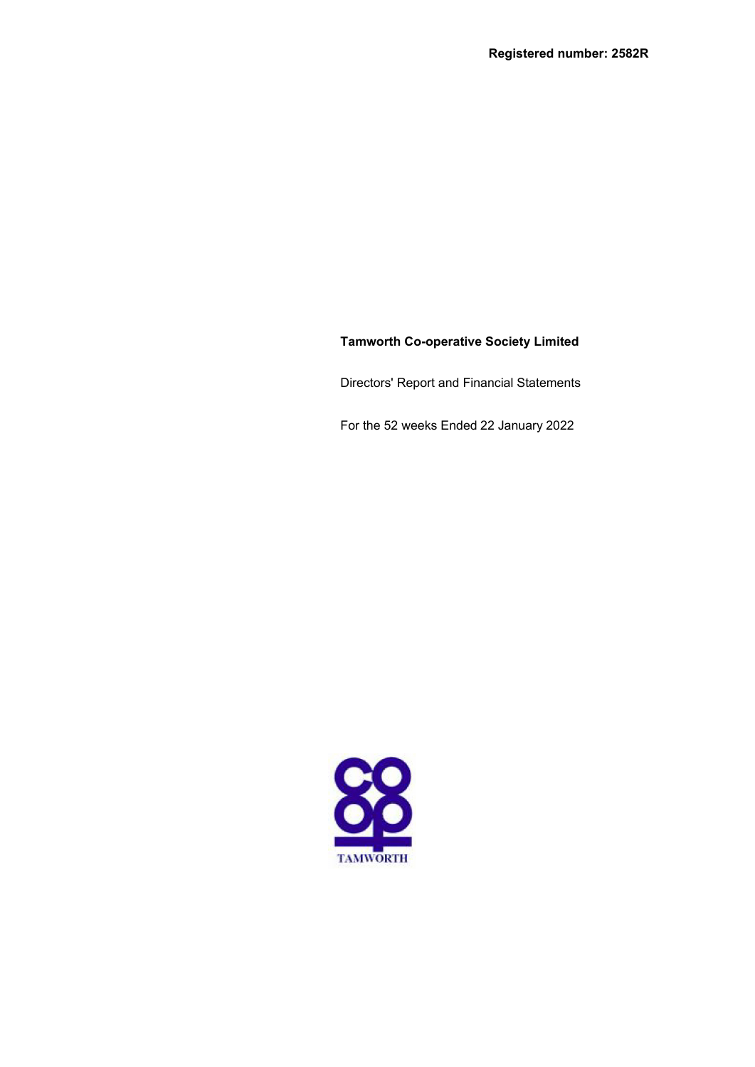**Registered number: 2582R**

**Tamworth Co-operative Society Limited**

Directors' Report and Financial Statements

For the 52 weeks Ended 22 January 2022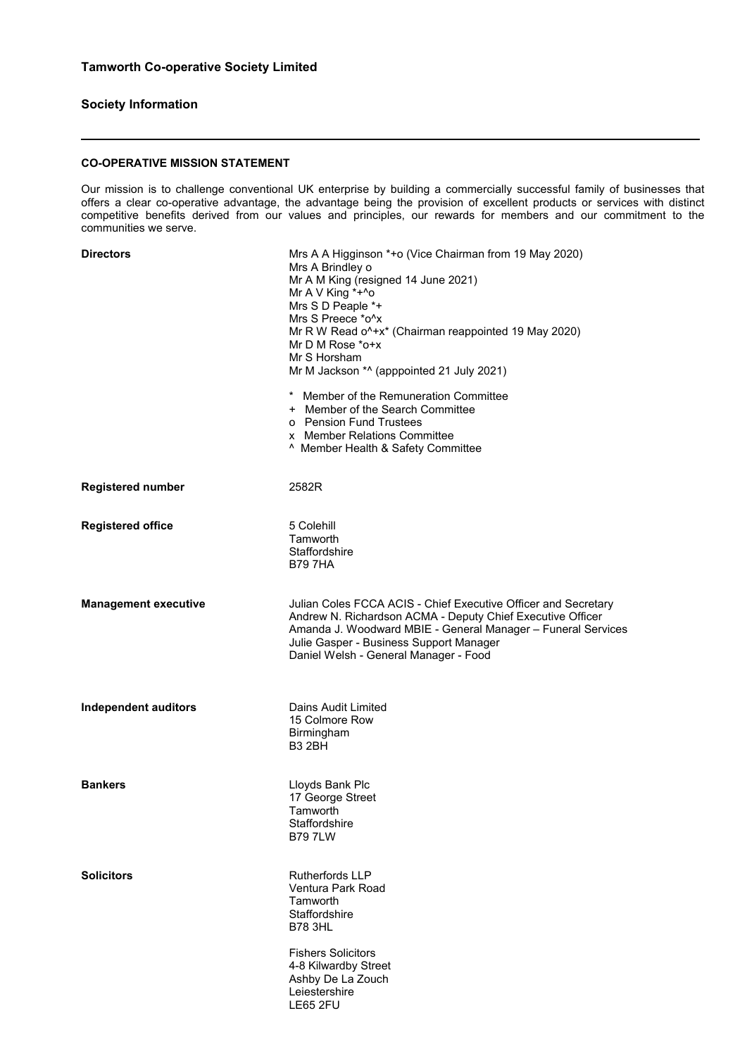# Tamworth Co-operative Society Limited

## Society Information

### CO-OPERATIVE MISSION STATEMENT

Our mission is to challenge conventional UK enterprise by building a commercially successful family of businesses that offers a clear co-operative advantage, the advantage being the provision of excellent products or services with distinct competitive benefits derived from our values and principles, our rewards for members and our commitment to the communities we serve.

**Directors**

Mrs A A Higginson *+o (Vice Chairman from 19 May 2020)
Mrs A Brindley o
Mr A M King (resigned 14 June 2021)
Mr A V King *+^o
Mrs S D Peaple *+
Mrs S Preece *o^x
Mr R W Read o^+x* (Chairman reappointed 19 May 2020)
Mr D M Rose *o+x
Mr S Horsham
Mr M Jackson *^ (apppointed 21 July 2021)

\* Member of the Remuneration Committee
\+ Member of the Search Committee
o Pension Fund Trustees
x Member Relations Committee
^ Member Health & Safety Committee

**Registered number**

2582R

**Registered office**

5 Colehill
Tamworth
Staffordshire
B79 7HA

**Management executive**

Julian Coles FCCA ACIS - Chief Executive Officer and Secretary
Andrew N. Richardson ACMA - Deputy Chief Executive Officer
Amanda J. Woodward MBIE - General Manager – Funeral Services
Julie Gasper - Business Support Manager
Daniel Welsh - General Manager - Food

**Independent auditors**

Dains Audit Limited
15 Colmore Row
Birmingham
B3 2BH

**Bankers**

Lloyds Bank Plc
17 George Street
Tamworth
Staffordshire
B79 7LW

**Solicitors**

Rutherfords LLP
Ventura Park Road
Tamworth
Staffordshire
B78 3HL

Fishers Solicitors
4-8 Kilwardby Street
Ashby De La Zouch
Leiestershire
LE65 2FU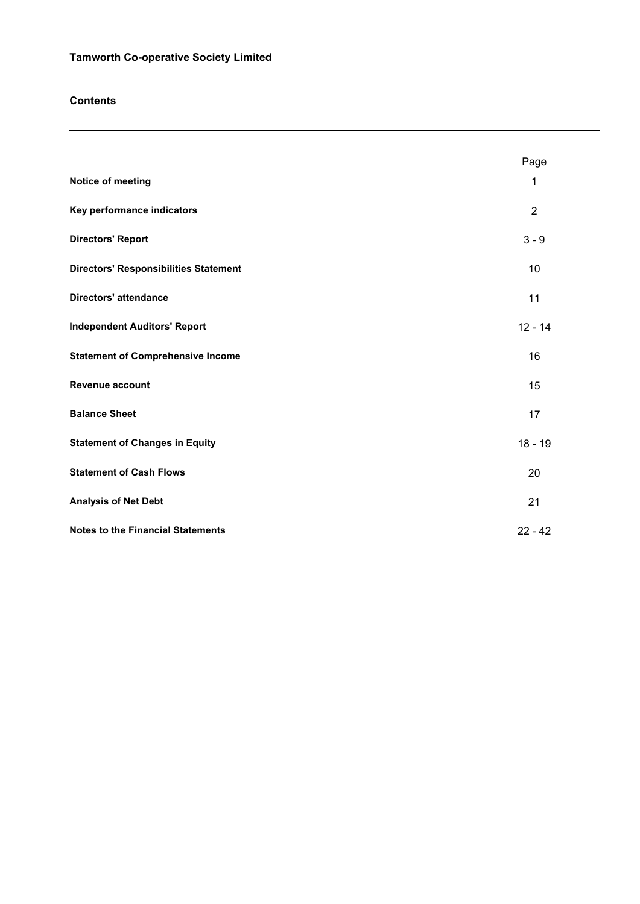**Tamworth Co-operative Society Limited**

## Contents

| | Page |
|---|---|
| **Notice of meeting** | 1 |
| **Key performance indicators** | 2 |
| **Directors' Report** | 3 - 9 |
| **Directors' Responsibilities Statement** | 10 |
| **Directors' attendance** | 11 |
| **Independent Auditors' Report** | 12 - 14 |
| **Statement of Comprehensive Income** | 16 |
| **Revenue account** | 15 |
| **Balance Sheet** | 17 |
| **Statement of Changes in Equity** | 18 - 19 |
| **Statement of Cash Flows** | 20 |
| **Analysis of Net Debt** | 21 |
| **Notes to the Financial Statements** | 22 - 42 |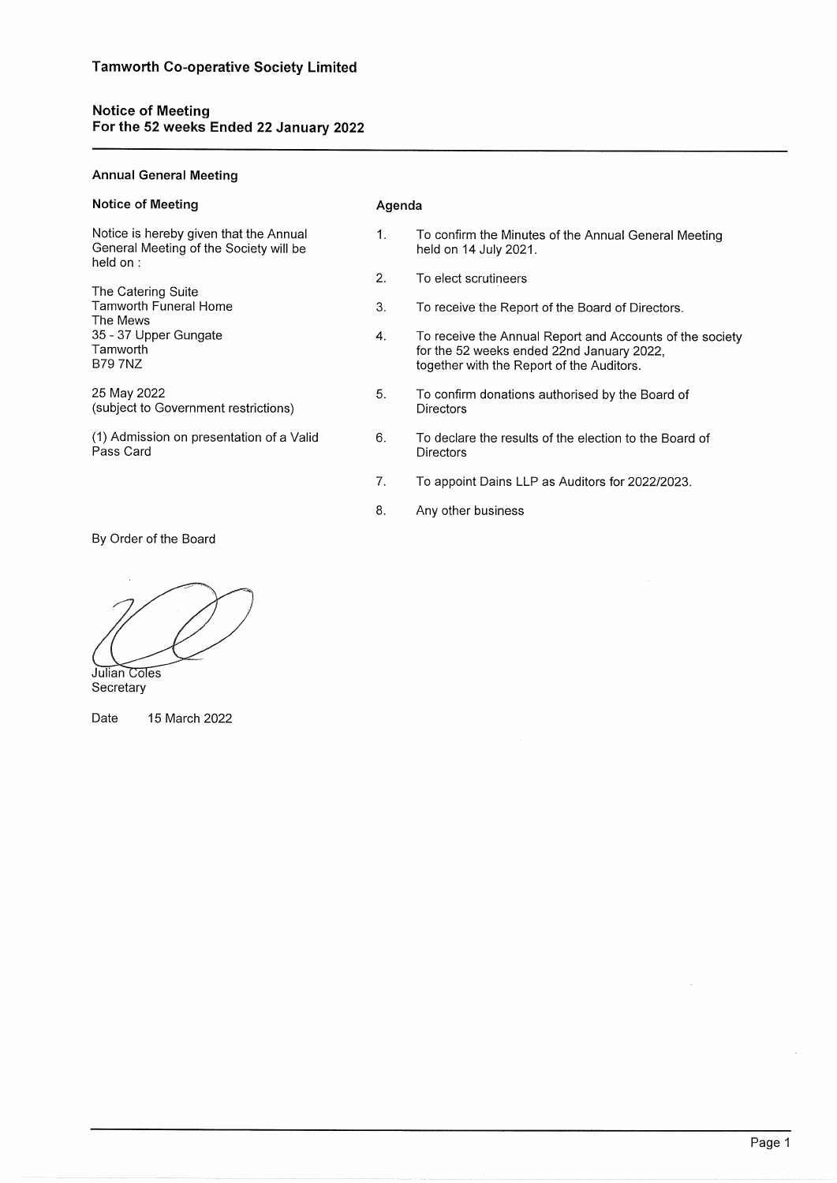# Tamworth Co-operative Society Limited

## Notice of Meeting
## For the 52 weeks Ended 22 January 2022

### Annual General Meeting

#### Notice of Meeting

Notice is hereby given that the Annual General Meeting of the Society will be held on :

The Catering Suite
Tamworth Funeral Home
The Mews
35 - 37 Upper Gungate
Tamworth
B79 7NZ

25 May 2022
(subject to Government restrictions)

(1) Admission on presentation of a Valid Pass Card

#### Agenda

1. To confirm the Minutes of the Annual General Meeting held on 14 July 2021.
2. To elect scrutineers
3. To receive the Report of the Board of Directors.
4. To receive the Annual Report and Accounts of the society for the 52 weeks ended 22nd January 2022, together with the Report of the Auditors.
5. To confirm donations authorised by the Board of Directors
6. To declare the results of the election to the Board of Directors
7. To appoint Dains LLP as Auditors for 2022/2023.
8. Any other business

By Order of the Board

Julian Coles
Secretary

Date 15 March 2022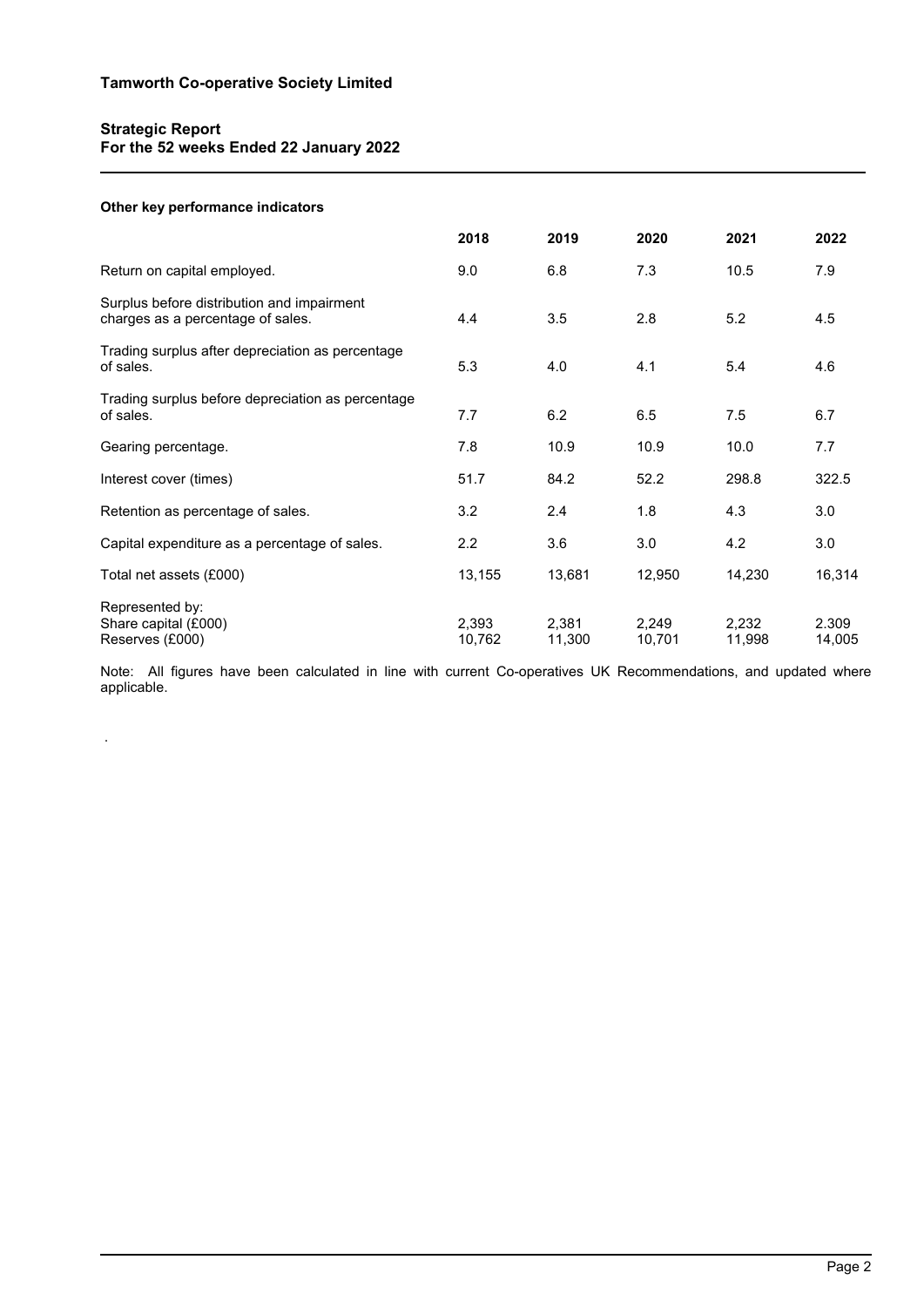# Tamworth Co-operative Society Limited

## Strategic Report
## For the 52 weeks Ended 22 January 2022

### Other key performance indicators

| | 2018 | 2019 | 2020 | 2021 | 2022 |
|---|---|---|---|---|---|
| Return on capital employed. | 9.0 | 6.8 | 7.3 | 10.5 | 7.9 |
| Surplus before distribution and impairment charges as a percentage of sales. | 4.4 | 3.5 | 2.8 | 5.2 | 4.5 |
| Trading surplus after depreciation as percentage of sales. | 5.3 | 4.0 | 4.1 | 5.4 | 4.6 |
| Trading surplus before depreciation as percentage of sales. | 7.7 | 6.2 | 6.5 | 7.5 | 6.7 |
| Gearing percentage. | 7.8 | 10.9 | 10.9 | 10.0 | 7.7 |
| Interest cover (times) | 51.7 | 84.2 | 52.2 | 298.8 | 322.5 |
| Retention as percentage of sales. | 3.2 | 2.4 | 1.8 | 4.3 | 3.0 |
| Capital expenditure as a percentage of sales. | 2.2 | 3.6 | 3.0 | 4.2 | 3.0 |
| Total net assets (£000) | 13,155 | 13,681 | 12,950 | 14,230 | 16,314 |
| Represented by: | | | | | |
| Share capital (£000) | 2,393 | 2,381 | 2,249 | 2,232 | 2.309 |
| Reserves (£000) | 10,762 | 11,300 | 10,701 | 11,998 | 14,005 |

Note: All figures have been calculated in line with current Co-operatives UK Recommendations, and updated where applicable.

.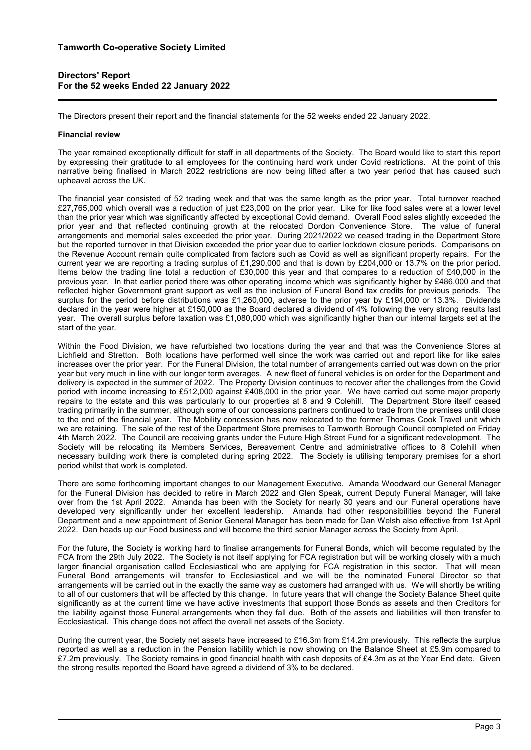# Tamworth Co-operative Society Limited

## Directors' Report
## For the 52 weeks Ended 22 January 2022

The Directors present their report and the financial statements for the 52 weeks ended 22 January 2022.

### Financial review

The year remained exceptionally difficult for staff in all departments of the Society. The Board would like to start this report by expressing their gratitude to all employees for the continuing hard work under Covid restrictions. At the point of this narrative being finalised in March 2022 restrictions are now being lifted after a two year period that has caused such upheaval across the UK.

The financial year consisted of 52 trading week and that was the same length as the prior year. Total turnover reached £27,765,000 which overall was a reduction of just £23,000 on the prior year. Like for like food sales were at a lower level than the prior year which was significantly affected by exceptional Covid demand. Overall Food sales slightly exceeded the prior year and that reflected continuing growth at the relocated Dordon Convenience Store. The value of funeral arrangements and memorial sales exceeded the prior year. During 2021/2022 we ceased trading in the Department Store but the reported turnover in that Division exceeded the prior year due to earlier lockdown closure periods. Comparisons on the Revenue Account remain quite complicated from factors such as Covid as well as significant property repairs. For the current year we are reporting a trading surplus of £1,290,000 and that is down by £204,000 or 13.7% on the prior period. Items below the trading line total a reduction of £30,000 this year and that compares to a reduction of £40,000 in the previous year. In that earlier period there was other operating income which was significantly higher by £486,000 and that reflected higher Government grant support as well as the inclusion of Funeral Bond tax credits for previous periods. The surplus for the period before distributions was £1,260,000, adverse to the prior year by £194,000 or 13.3%. Dividends declared in the year were higher at £150,000 as the Board declared a dividend of 4% following the very strong results last year. The overall surplus before taxation was £1,080,000 which was significantly higher than our internal targets set at the start of the year.

Within the Food Division, we have refurbished two locations during the year and that was the Convenience Stores at Lichfield and Stretton. Both locations have performed well since the work was carried out and report like for like sales increases over the prior year. For the Funeral Division, the total number of arrangements carried out was down on the prior year but very much in line with our longer term averages. A new fleet of funeral vehicles is on order for the Department and delivery is expected in the summer of 2022. The Property Division continues to recover after the challenges from the Covid period with income increasing to £512,000 against £408,000 in the prior year. We have carried out some major property repairs to the estate and this was particularly to our properties at 8 and 9 Colehill. The Department Store itself ceased trading primarily in the summer, although some of our concessions partners continued to trade from the premises until close to the end of the financial year. The Mobility concession has now relocated to the former Thomas Cook Travel unit which we are retaining. The sale of the rest of the Department Store premises to Tamworth Borough Council completed on Friday 4th March 2022. The Council are receiving grants under the Future High Street Fund for a significant redevelopment. The Society will be relocating its Members Services, Bereavement Centre and administrative offices to 8 Colehill when necessary building work there is completed during spring 2022. The Society is utilising temporary premises for a short period whilst that work is completed.

There are some forthcoming important changes to our Management Executive. Amanda Woodward our General Manager for the Funeral Division has decided to retire in March 2022 and Glen Speak, current Deputy Funeral Manager, will take over from the 1st April 2022. Amanda has been with the Society for nearly 30 years and our Funeral operations have developed very significantly under her excellent leadership. Amanda had other responsibilities beyond the Funeral Department and a new appointment of Senior General Manager has been made for Dan Welsh also effective from 1st April 2022. Dan heads up our Food business and will become the third senior Manager across the Society from April.

For the future, the Society is working hard to finalise arrangements for Funeral Bonds, which will become regulated by the FCA from the 29th July 2022. The Society is not itself applying for FCA registration but will be working closely with a much larger financial organisation called Ecclesiastical who are applying for FCA registration in this sector. That will mean Funeral Bond arrangements will transfer to Ecclesiastical and we will be the nominated Funeral Director so that arrangements will be carried out in the exactly the same way as customers had arranged with us. We will shortly be writing to all of our customers that will be affected by this change. In future years that will change the Society Balance Sheet quite significantly as at the current time we have active investments that support those Bonds as assets and then Creditors for the liability against those Funeral arrangements when they fall due. Both of the assets and liabilities will then transfer to Ecclesiastical. This change does not affect the overall net assets of the Society.

During the current year, the Society net assets have increased to £16.3m from £14.2m previously. This reflects the surplus reported as well as a reduction in the Pension liability which is now showing on the Balance Sheet at £5.9m compared to £7.2m previously. The Society remains in good financial health with cash deposits of £4.3m as at the Year End date. Given the strong results reported the Board have agreed a dividend of 3% to be declared.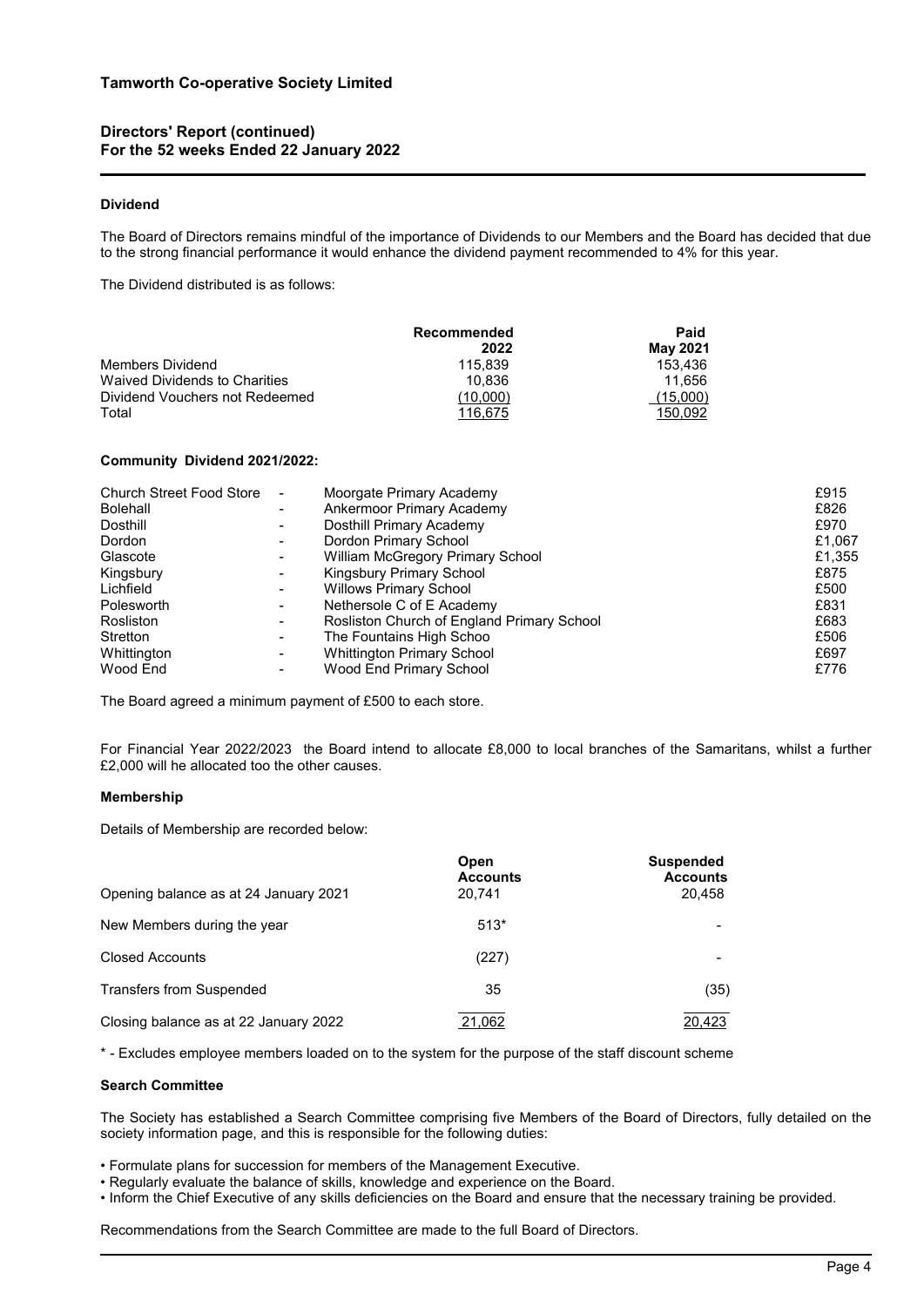### Dividend

The Board of Directors remains mindful of the importance of Dividends to our Members and the Board has decided that due to the strong financial performance it would enhance the dividend payment recommended to 4% for this year.

The Dividend distributed is as follows:

| | Recommended 2022 | Paid May 2021 |
|---|---|---|
| Members Dividend | 115,839 | 153,436 |
| Waived Dividends to Charities | 10,836 | 11,656 |
| Dividend Vouchers not Redeemed | (10,000) | (15,000) |
| Total | 116,675 | 150,092 |

### Community Dividend 2021/2022:

| | | | |
|---|---|---|---|
| Church Street Food Store | - | Moorgate Primary Academy | £915 |
| Bolehall | - | Ankermoor Primary Academy | £826 |
| Dosthill | - | Dosthill Primary Academy | £970 |
| Dordon | - | Dordon Primary School | £1,067 |
| Glascote | - | William McGregory Primary School | £1,355 |
| Kingsbury | - | Kingsbury Primary School | £875 |
| Lichfield | - | Willows Primary School | £500 |
| Polesworth | - | Nethersole C of E Academy | £831 |
| Rosliston | - | Rosliston Church of England Primary School | £683 |
| Stretton | - | The Fountains High Schoo | £506 |
| Whittington | - | Whittington Primary School | £697 |
| Wood End | - | Wood End Primary School | £776 |

The Board agreed a minimum payment of £500 to each store.

For Financial Year 2022/2023 the Board intend to allocate £8,000 to local branches of the Samaritans, whilst a further £2,000 will he allocated too the other causes.

### Membership

Details of Membership are recorded below:

| | Open Accounts | Suspended Accounts |
|---|---|---|
| Opening balance as at 24 January 2021 | 20,741 | 20,458 |
| New Members during the year | 513* | - |
| Closed Accounts | (227) | - |
| Transfers from Suspended | 35 | (35) |
| Closing balance as at 22 January 2022 | 21,062 | 20,423 |

\* - Excludes employee members loaded on to the system for the purpose of the staff discount scheme

### Search Committee

The Society has established a Search Committee comprising five Members of the Board of Directors, fully detailed on the society information page, and this is responsible for the following duties:

- Formulate plans for succession for members of the Management Executive.
- Regularly evaluate the balance of skills, knowledge and experience on the Board.
- Inform the Chief Executive of any skills deficiencies on the Board and ensure that the necessary training be provided.

Recommendations from the Search Committee are made to the full Board of Directors.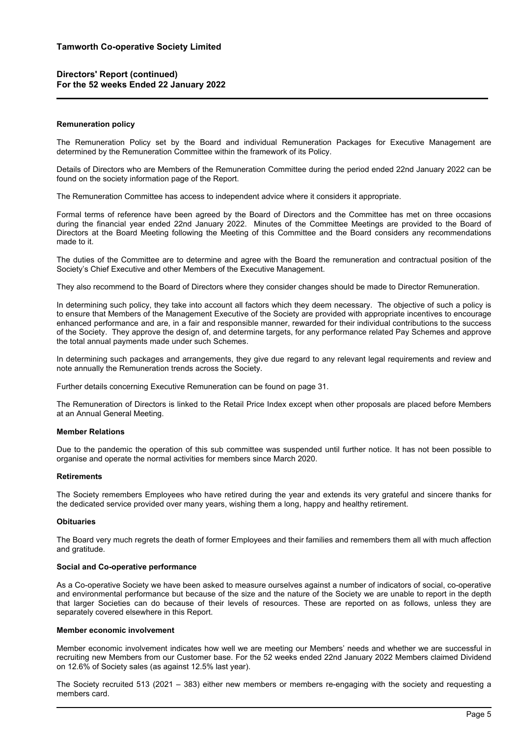## Remuneration policy

The Remuneration Policy set by the Board and individual Remuneration Packages for Executive Management are determined by the Remuneration Committee within the framework of its Policy.

Details of Directors who are Members of the Remuneration Committee during the period ended 22nd January 2022 can be found on the society information page of the Report.

The Remuneration Committee has access to independent advice where it considers it appropriate.

Formal terms of reference have been agreed by the Board of Directors and the Committee has met on three occasions during the financial year ended 22nd January 2022. Minutes of the Committee Meetings are provided to the Board of Directors at the Board Meeting following the Meeting of this Committee and the Board considers any recommendations made to it.

The duties of the Committee are to determine and agree with the Board the remuneration and contractual position of the Society's Chief Executive and other Members of the Executive Management.

They also recommend to the Board of Directors where they consider changes should be made to Director Remuneration.

In determining such policy, they take into account all factors which they deem necessary. The objective of such a policy is to ensure that Members of the Management Executive of the Society are provided with appropriate incentives to encourage enhanced performance and are, in a fair and responsible manner, rewarded for their individual contributions to the success of the Society. They approve the design of, and determine targets, for any performance related Pay Schemes and approve the total annual payments made under such Schemes.

In determining such packages and arrangements, they give due regard to any relevant legal requirements and review and note annually the Remuneration trends across the Society.

Further details concerning Executive Remuneration can be found on page 31.

The Remuneration of Directors is linked to the Retail Price Index except when other proposals are placed before Members at an Annual General Meeting.

## Member Relations

Due to the pandemic the operation of this sub committee was suspended until further notice. It has not been possible to organise and operate the normal activities for members since March 2020.

## Retirements

The Society remembers Employees who have retired during the year and extends its very grateful and sincere thanks for the dedicated service provided over many years, wishing them a long, happy and healthy retirement.

## Obituaries

The Board very much regrets the death of former Employees and their families and remembers them all with much affection and gratitude.

## Social and Co-operative performance

As a Co-operative Society we have been asked to measure ourselves against a number of indicators of social, co-operative and environmental performance but because of the size and the nature of the Society we are unable to report in the depth that larger Societies can do because of their levels of resources. These are reported on as follows, unless they are separately covered elsewhere in this Report.

## Member economic involvement

Member economic involvement indicates how well we are meeting our Members' needs and whether we are successful in recruiting new Members from our Customer base. For the 52 weeks ended 22nd January 2022 Members claimed Dividend on 12.6% of Society sales (as against 12.5% last year).

The Society recruited 513 (2021 – 383) either new members or members re-engaging with the society and requesting a members card.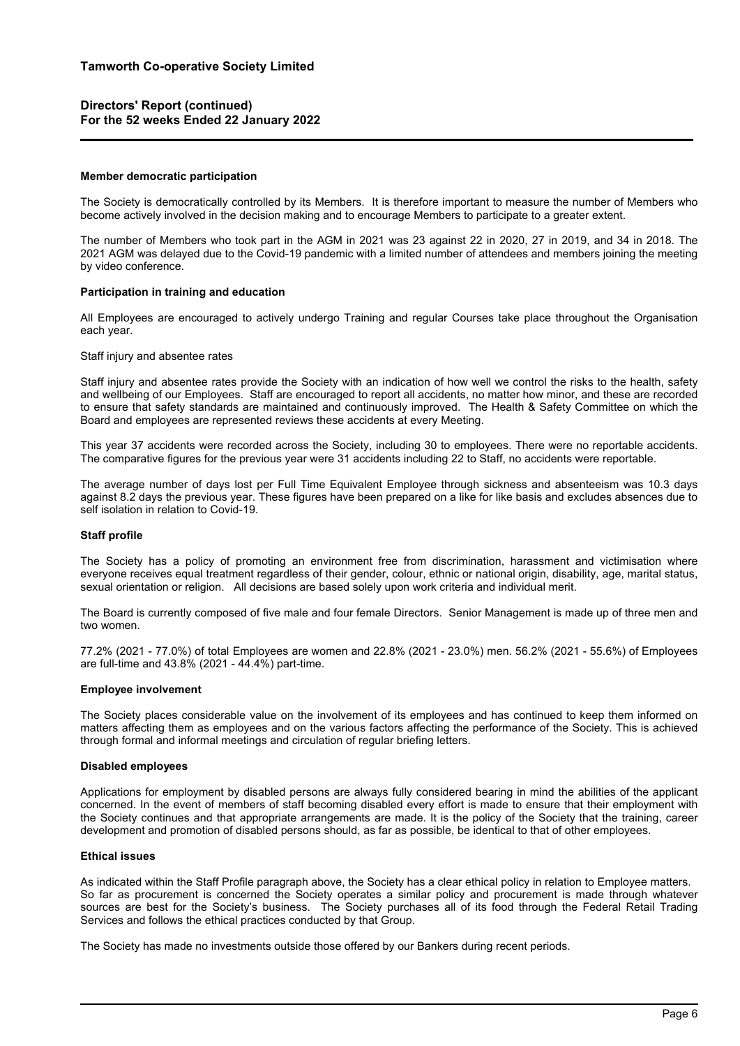## Member democratic participation

The Society is democratically controlled by its Members. It is therefore important to measure the number of Members who become actively involved in the decision making and to encourage Members to participate to a greater extent.

The number of Members who took part in the AGM in 2021 was 23 against 22 in 2020, 27 in 2019, and 34 in 2018. The 2021 AGM was delayed due to the Covid-19 pandemic with a limited number of attendees and members joining the meeting by video conference.

## Participation in training and education

All Employees are encouraged to actively undergo Training and regular Courses take place throughout the Organisation each year.

Staff injury and absentee rates

Staff injury and absentee rates provide the Society with an indication of how well we control the risks to the health, safety and wellbeing of our Employees. Staff are encouraged to report all accidents, no matter how minor, and these are recorded to ensure that safety standards are maintained and continuously improved. The Health & Safety Committee on which the Board and employees are represented reviews these accidents at every Meeting.

This year 37 accidents were recorded across the Society, including 30 to employees. There were no reportable accidents. The comparative figures for the previous year were 31 accidents including 22 to Staff, no accidents were reportable.

The average number of days lost per Full Time Equivalent Employee through sickness and absenteeism was 10.3 days against 8.2 days the previous year. These figures have been prepared on a like for like basis and excludes absences due to self isolation in relation to Covid-19.

## Staff profile

The Society has a policy of promoting an environment free from discrimination, harassment and victimisation where everyone receives equal treatment regardless of their gender, colour, ethnic or national origin, disability, age, marital status, sexual orientation or religion. All decisions are based solely upon work criteria and individual merit.

The Board is currently composed of five male and four female Directors. Senior Management is made up of three men and two women.

77.2% (2021 - 77.0%) of total Employees are women and 22.8% (2021 - 23.0%) men. 56.2% (2021 - 55.6%) of Employees are full-time and 43.8% (2021 - 44.4%) part-time.

## Employee involvement

The Society places considerable value on the involvement of its employees and has continued to keep them informed on matters affecting them as employees and on the various factors affecting the performance of the Society. This is achieved through formal and informal meetings and circulation of regular briefing letters.

## Disabled employees

Applications for employment by disabled persons are always fully considered bearing in mind the abilities of the applicant concerned. In the event of members of staff becoming disabled every effort is made to ensure that their employment with the Society continues and that appropriate arrangements are made. It is the policy of the Society that the training, career development and promotion of disabled persons should, as far as possible, be identical to that of other employees.

## Ethical issues

As indicated within the Staff Profile paragraph above, the Society has a clear ethical policy in relation to Employee matters. So far as procurement is concerned the Society operates a similar policy and procurement is made through whatever sources are best for the Society's business. The Society purchases all of its food through the Federal Retail Trading Services and follows the ethical practices conducted by that Group.

The Society has made no investments outside those offered by our Bankers during recent periods.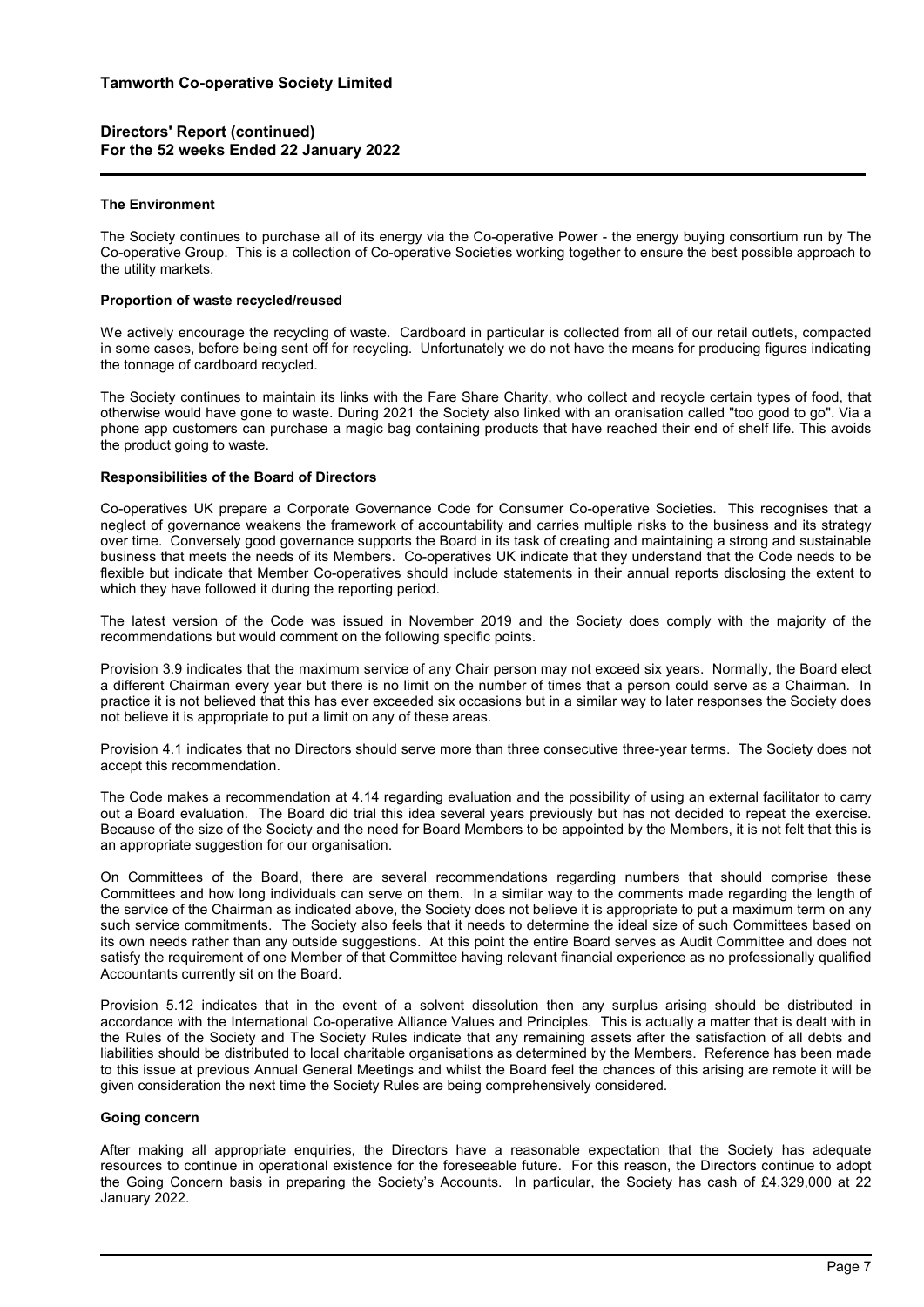## The Environment

The Society continues to purchase all of its energy via the Co-operative Power - the energy buying consortium run by The Co-operative Group. This is a collection of Co-operative Societies working together to ensure the best possible approach to the utility markets.

### Proportion of waste recycled/reused

We actively encourage the recycling of waste. Cardboard in particular is collected from all of our retail outlets, compacted in some cases, before being sent off for recycling. Unfortunately we do not have the means for producing figures indicating the tonnage of cardboard recycled.

The Society continues to maintain its links with the Fare Share Charity, who collect and recycle certain types of food, that otherwise would have gone to waste. During 2021 the Society also linked with an oranisation called "too good to go". Via a phone app customers can purchase a magic bag containing products that have reached their end of shelf life. This avoids the product going to waste.

## Responsibilities of the Board of Directors

Co-operatives UK prepare a Corporate Governance Code for Consumer Co-operative Societies. This recognises that a neglect of governance weakens the framework of accountability and carries multiple risks to the business and its strategy over time. Conversely good governance supports the Board in its task of creating and maintaining a strong and sustainable business that meets the needs of its Members. Co-operatives UK indicate that they understand that the Code needs to be flexible but indicate that Member Co-operatives should include statements in their annual reports disclosing the extent to which they have followed it during the reporting period.

The latest version of the Code was issued in November 2019 and the Society does comply with the majority of the recommendations but would comment on the following specific points.

Provision 3.9 indicates that the maximum service of any Chair person may not exceed six years. Normally, the Board elect a different Chairman every year but there is no limit on the number of times that a person could serve as a Chairman. In practice it is not believed that this has ever exceeded six occasions but in a similar way to later responses the Society does not believe it is appropriate to put a limit on any of these areas.

Provision 4.1 indicates that no Directors should serve more than three consecutive three-year terms. The Society does not accept this recommendation.

The Code makes a recommendation at 4.14 regarding evaluation and the possibility of using an external facilitator to carry out a Board evaluation. The Board did trial this idea several years previously but has not decided to repeat the exercise. Because of the size of the Society and the need for Board Members to be appointed by the Members, it is not felt that this is an appropriate suggestion for our organisation.

On Committees of the Board, there are several recommendations regarding numbers that should comprise these Committees and how long individuals can serve on them. In a similar way to the comments made regarding the length of the service of the Chairman as indicated above, the Society does not believe it is appropriate to put a maximum term on any such service commitments. The Society also feels that it needs to determine the ideal size of such Committees based on its own needs rather than any outside suggestions. At this point the entire Board serves as Audit Committee and does not satisfy the requirement of one Member of that Committee having relevant financial experience as no professionally qualified Accountants currently sit on the Board.

Provision 5.12 indicates that in the event of a solvent dissolution then any surplus arising should be distributed in accordance with the International Co-operative Alliance Values and Principles. This is actually a matter that is dealt with in the Rules of the Society and The Society Rules indicate that any remaining assets after the satisfaction of all debts and liabilities should be distributed to local charitable organisations as determined by the Members. Reference has been made to this issue at previous Annual General Meetings and whilst the Board feel the chances of this arising are remote it will be given consideration the next time the Society Rules are being comprehensively considered.

## Going concern

After making all appropriate enquiries, the Directors have a reasonable expectation that the Society has adequate resources to continue in operational existence for the foreseeable future. For this reason, the Directors continue to adopt the Going Concern basis in preparing the Society's Accounts. In particular, the Society has cash of £4,329,000 at 22 January 2022.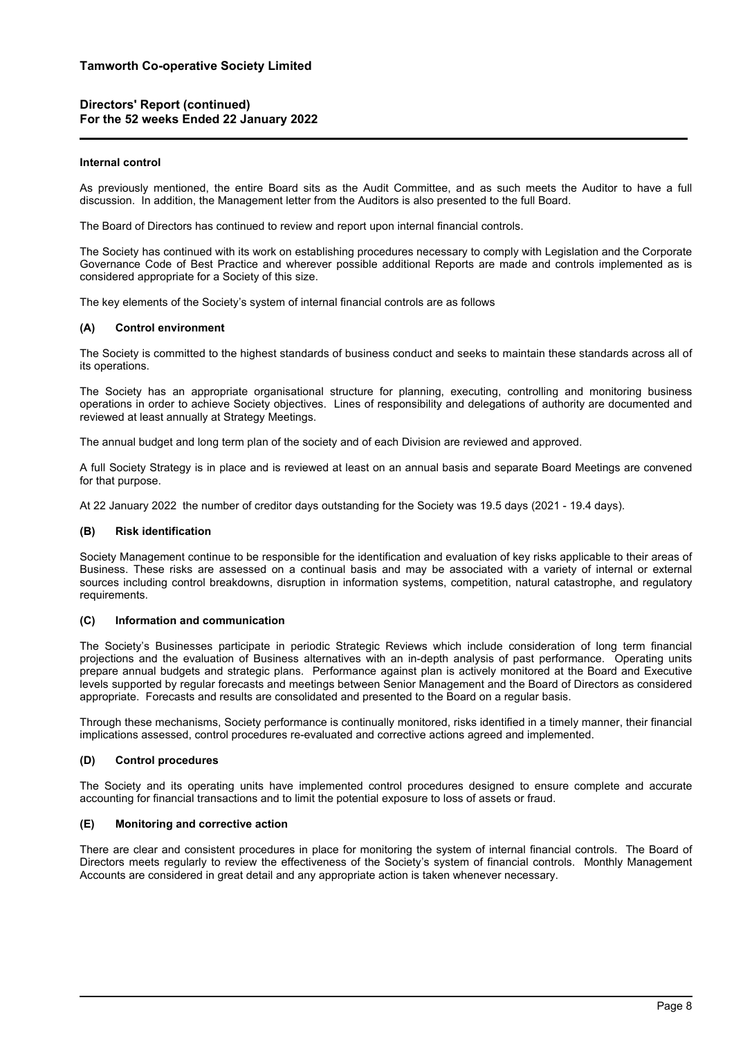**Tamworth Co-operative Society Limited**

**Directors' Report (continued)**
**For the 52 weeks Ended 22 January 2022**

**Internal control**

As previously mentioned, the entire Board sits as the Audit Committee, and as such meets the Auditor to have a full discussion. In addition, the Management letter from the Auditors is also presented to the full Board.

The Board of Directors has continued to review and report upon internal financial controls.

The Society has continued with its work on establishing procedures necessary to comply with Legislation and the Corporate Governance Code of Best Practice and wherever possible additional Reports are made and controls implemented as is considered appropriate for a Society of this size.

The key elements of the Society's system of internal financial controls are as follows

**(A) Control environment**

The Society is committed to the highest standards of business conduct and seeks to maintain these standards across all of its operations.

The Society has an appropriate organisational structure for planning, executing, controlling and monitoring business operations in order to achieve Society objectives. Lines of responsibility and delegations of authority are documented and reviewed at least annually at Strategy Meetings.

The annual budget and long term plan of the society and of each Division are reviewed and approved.

A full Society Strategy is in place and is reviewed at least on an annual basis and separate Board Meetings are convened for that purpose.

At 22 January 2022 the number of creditor days outstanding for the Society was 19.5 days (2021 - 19.4 days).

**(B) Risk identification**

Society Management continue to be responsible for the identification and evaluation of key risks applicable to their areas of Business. These risks are assessed on a continual basis and may be associated with a variety of internal or external sources including control breakdowns, disruption in information systems, competition, natural catastrophe, and regulatory requirements.

**(C) Information and communication**

The Society's Businesses participate in periodic Strategic Reviews which include consideration of long term financial projections and the evaluation of Business alternatives with an in-depth analysis of past performance. Operating units prepare annual budgets and strategic plans. Performance against plan is actively monitored at the Board and Executive levels supported by regular forecasts and meetings between Senior Management and the Board of Directors as considered appropriate. Forecasts and results are consolidated and presented to the Board on a regular basis.

Through these mechanisms, Society performance is continually monitored, risks identified in a timely manner, their financial implications assessed, control procedures re-evaluated and corrective actions agreed and implemented.

**(D) Control procedures**

The Society and its operating units have implemented control procedures designed to ensure complete and accurate accounting for financial transactions and to limit the potential exposure to loss of assets or fraud.

**(E) Monitoring and corrective action**

There are clear and consistent procedures in place for monitoring the system of internal financial controls. The Board of Directors meets regularly to review the effectiveness of the Society's system of financial controls. Monthly Management Accounts are considered in great detail and any appropriate action is taken whenever necessary.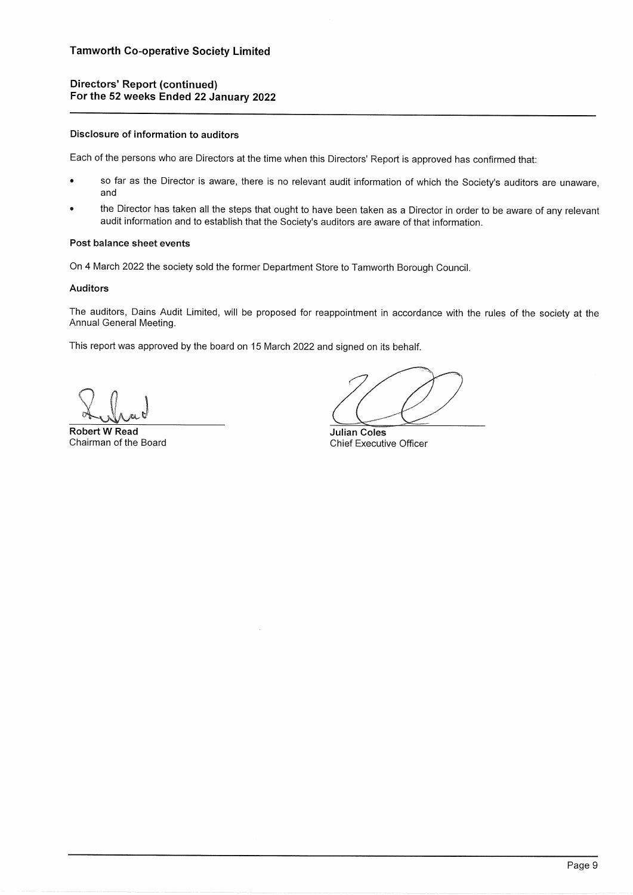## Directors' Report (continued)
## For the 52 weeks Ended 22 January 2022

### Disclosure of information to auditors

Each of the persons who are Directors at the time when this Directors' Report is approved has confirmed that:

- so far as the Director is aware, there is no relevant audit information of which the Society's auditors are unaware, and
- the Director has taken all the steps that ought to have been taken as a Director in order to be aware of any relevant audit information and to establish that the Society's auditors are aware of that information.

### Post balance sheet events

On 4 March 2022 the society sold the former Department Store to Tamworth Borough Council.

### Auditors

The auditors, Dains Audit Limited, will be proposed for reappointment in accordance with the rules of the society at the Annual General Meeting.

This report was approved by the board on 15 March 2022 and signed on its behalf.

**Robert W Read**
Chairman of the Board

**Julian Coles**
Chief Executive Officer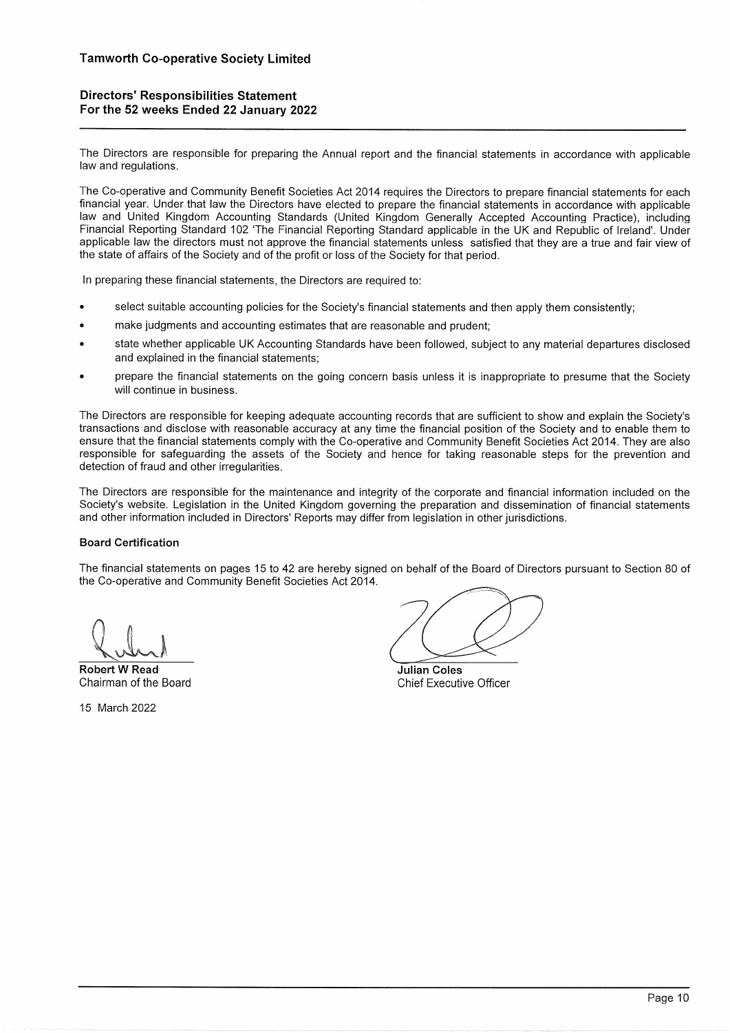## Directors' Responsibilities Statement
### For the 52 weeks Ended 22 January 2022

The Directors are responsible for preparing the Annual report and the financial statements in accordance with applicable law and regulations.

The Co-operative and Community Benefit Societies Act 2014 requires the Directors to prepare financial statements for each financial year. Under that law the Directors have elected to prepare the financial statements in accordance with applicable law and United Kingdom Accounting Standards (United Kingdom Generally Accepted Accounting Practice), including Financial Reporting Standard 102 'The Financial Reporting Standard applicable in the UK and Republic of Ireland'. Under applicable law the directors must not approve the financial statements unless satisfied that they are a true and fair view of the state of affairs of the Society and of the profit or loss of the Society for that period.

In preparing these financial statements, the Directors are required to:

- select suitable accounting policies for the Society's financial statements and then apply them consistently;
- make judgments and accounting estimates that are reasonable and prudent;
- state whether applicable UK Accounting Standards have been followed, subject to any material departures disclosed and explained in the financial statements;
- prepare the financial statements on the going concern basis unless it is inappropriate to presume that the Society will continue in business.

The Directors are responsible for keeping adequate accounting records that are sufficient to show and explain the Society's transactions and disclose with reasonable accuracy at any time the financial position of the Society and to enable them to ensure that the financial statements comply with the Co-operative and Community Benefit Societies Act 2014. They are also responsible for safeguarding the assets of the Society and hence for taking reasonable steps for the prevention and detection of fraud and other irregularities.

The Directors are responsible for the maintenance and integrity of the corporate and financial information included on the Society's website. Legislation in the United Kingdom governing the preparation and dissemination of financial statements and other information included in Directors' Reports may differ from legislation in other jurisdictions.

**Board Certification**

The financial statements on pages 15 to 42 are hereby signed on behalf of the Board of Directors pursuant to Section 80 of the Co-operative and Community Benefit Societies Act 2014.

**Robert W Read**
Chairman of the Board

**Julian Coles**
Chief Executive Officer

15 March 2022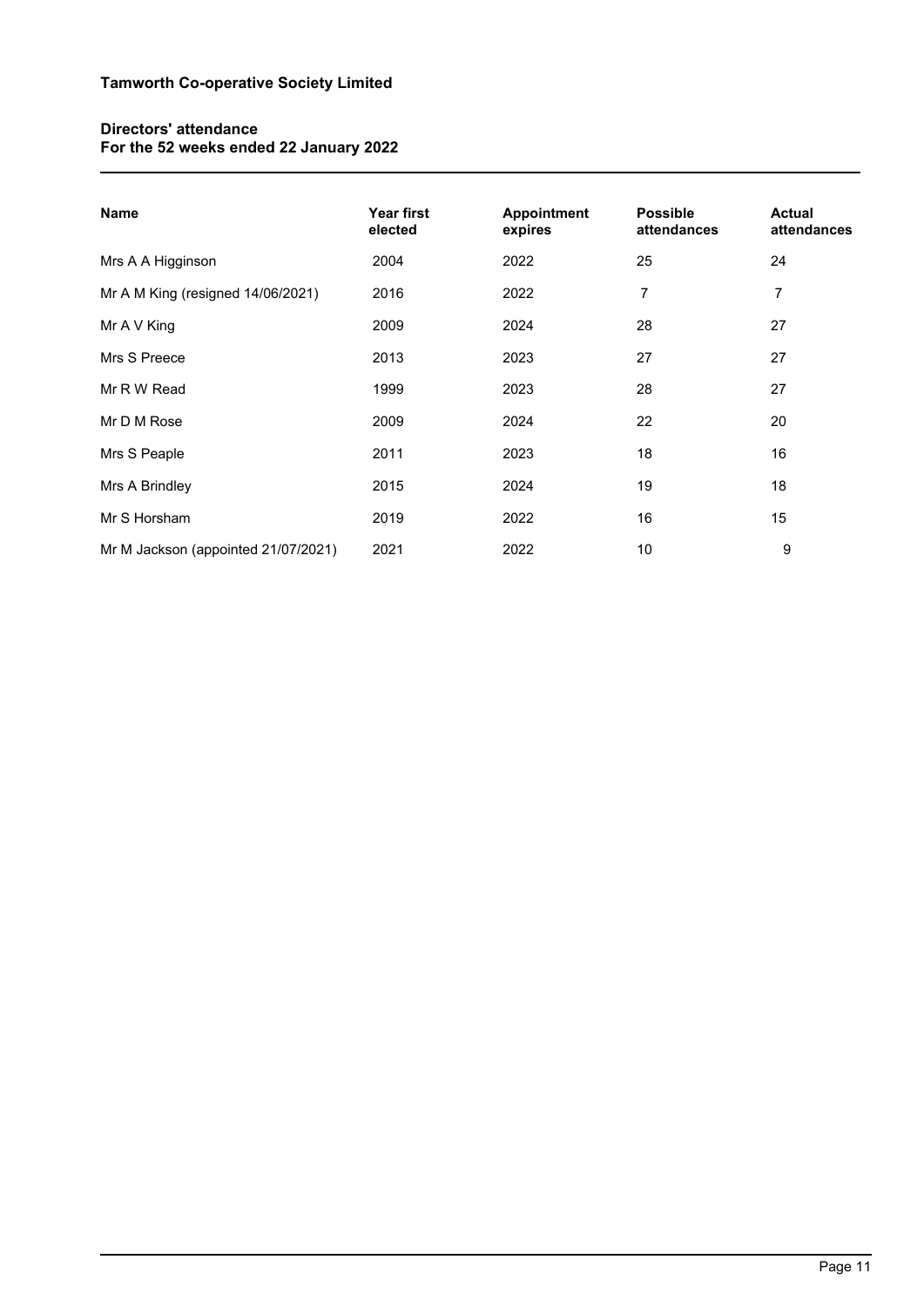**Tamworth Co-operative Society Limited**

## Directors' attendance
**For the 52 weeks ended 22 January 2022**

| Name | Year first elected | Appointment expires | Possible attendances | Actual attendances |
|---|---|---|---|---|
| Mrs A A Higginson | 2004 | 2022 | 25 | 24 |
| Mr A M King (resigned 14/06/2021) | 2016 | 2022 | 7 | 7 |
| Mr A V King | 2009 | 2024 | 28 | 27 |
| Mrs S Preece | 2013 | 2023 | 27 | 27 |
| Mr R W Read | 1999 | 2023 | 28 | 27 |
| Mr D M Rose | 2009 | 2024 | 22 | 20 |
| Mrs S Peaple | 2011 | 2023 | 18 | 16 |
| Mrs A Brindley | 2015 | 2024 | 19 | 18 |
| Mr S Horsham | 2019 | 2022 | 16 | 15 |
| Mr M Jackson (appointed 21/07/2021) | 2021 | 2022 | 10 | 9 |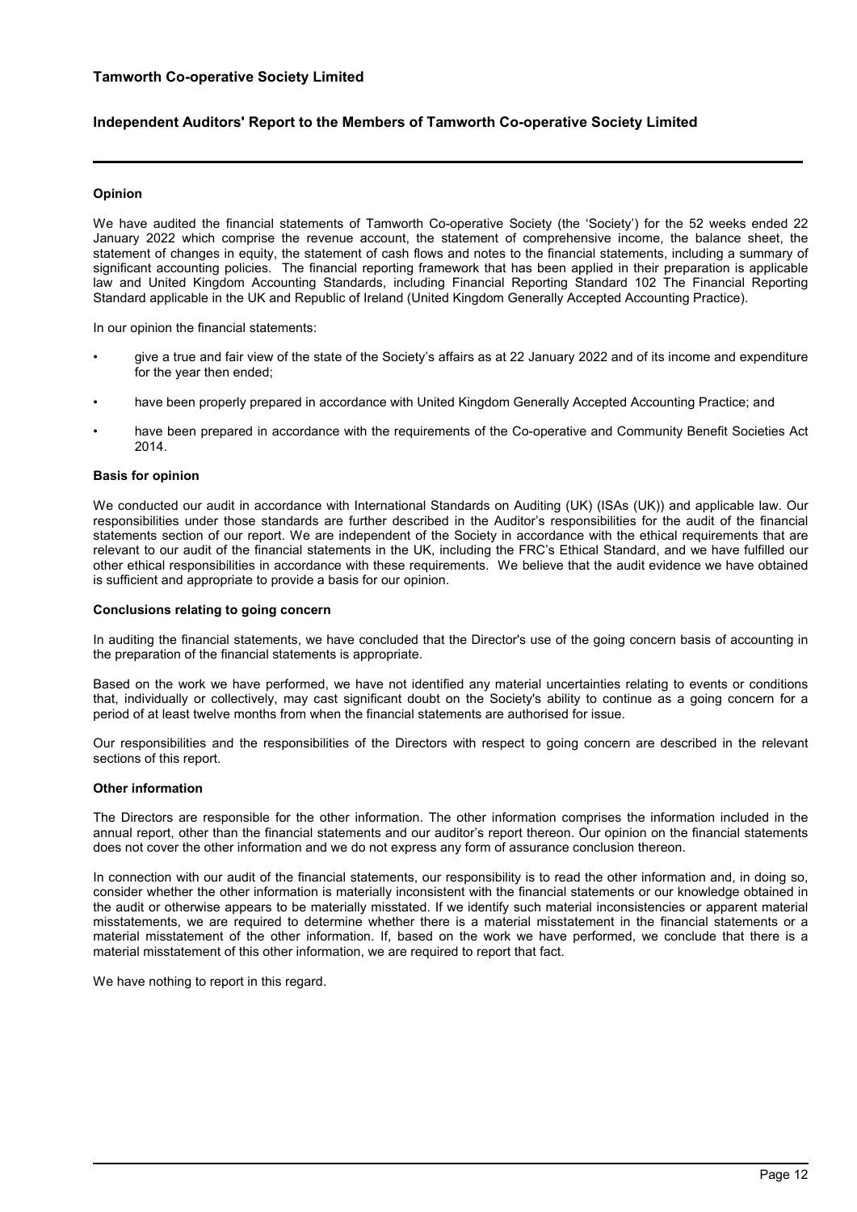# Tamworth Co-operative Society Limited

## Independent Auditors' Report to the Members of Tamworth Co-operative Society Limited

### Opinion

We have audited the financial statements of Tamworth Co-operative Society (the 'Society') for the 52 weeks ended 22 January 2022 which comprise the revenue account, the statement of comprehensive income, the balance sheet, the statement of changes in equity, the statement of cash flows and notes to the financial statements, including a summary of significant accounting policies. The financial reporting framework that has been applied in their preparation is applicable law and United Kingdom Accounting Standards, including Financial Reporting Standard 102 The Financial Reporting Standard applicable in the UK and Republic of Ireland (United Kingdom Generally Accepted Accounting Practice).

In our opinion the financial statements:

- give a true and fair view of the state of the Society's affairs as at 22 January 2022 and of its income and expenditure for the year then ended;
- have been properly prepared in accordance with United Kingdom Generally Accepted Accounting Practice; and
- have been prepared in accordance with the requirements of the Co-operative and Community Benefit Societies Act 2014.

### Basis for opinion

We conducted our audit in accordance with International Standards on Auditing (UK) (ISAs (UK)) and applicable law. Our responsibilities under those standards are further described in the Auditor's responsibilities for the audit of the financial statements section of our report. We are independent of the Society in accordance with the ethical requirements that are relevant to our audit of the financial statements in the UK, including the FRC's Ethical Standard, and we have fulfilled our other ethical responsibilities in accordance with these requirements. We believe that the audit evidence we have obtained is sufficient and appropriate to provide a basis for our opinion.

### Conclusions relating to going concern

In auditing the financial statements, we have concluded that the Director's use of the going concern basis of accounting in the preparation of the financial statements is appropriate.

Based on the work we have performed, we have not identified any material uncertainties relating to events or conditions that, individually or collectively, may cast significant doubt on the Society's ability to continue as a going concern for a period of at least twelve months from when the financial statements are authorised for issue.

Our responsibilities and the responsibilities of the Directors with respect to going concern are described in the relevant sections of this report.

### Other information

The Directors are responsible for the other information. The other information comprises the information included in the annual report, other than the financial statements and our auditor's report thereon. Our opinion on the financial statements does not cover the other information and we do not express any form of assurance conclusion thereon.

In connection with our audit of the financial statements, our responsibility is to read the other information and, in doing so, consider whether the other information is materially inconsistent with the financial statements or our knowledge obtained in the audit or otherwise appears to be materially misstated. If we identify such material inconsistencies or apparent material misstatements, we are required to determine whether there is a material misstatement in the financial statements or a material misstatement of the other information. If, based on the work we have performed, we conclude that there is a material misstatement of this other information, we are required to report that fact.

We have nothing to report in this regard.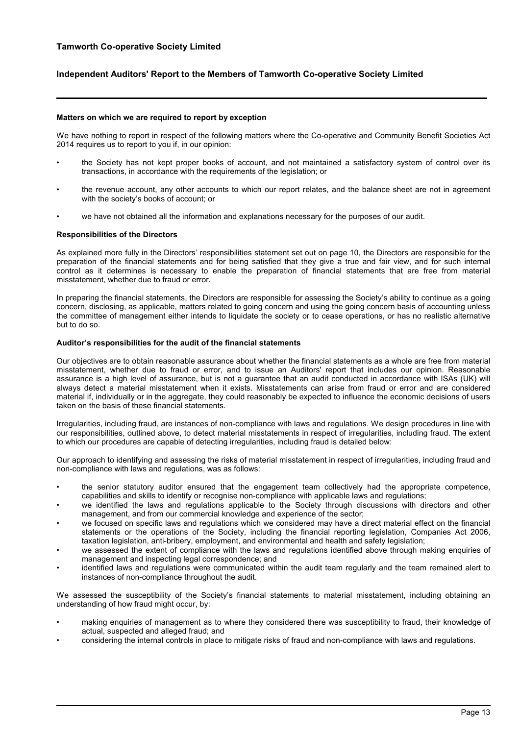#### Matters on which we are required to report by exception

We have nothing to report in respect of the following matters where the Co-operative and Community Benefit Societies Act 2014 requires us to report to you if, in our opinion:

- the Society has not kept proper books of account, and not maintained a satisfactory system of control over its transactions, in accordance with the requirements of the legislation; or
- the revenue account, any other accounts to which our report relates, and the balance sheet are not in agreement with the society's books of account; or
- we have not obtained all the information and explanations necessary for the purposes of our audit.

#### Responsibilities of the Directors

As explained more fully in the Directors' responsibilities statement set out on page 10, the Directors are responsible for the preparation of the financial statements and for being satisfied that they give a true and fair view, and for such internal control as it determines is necessary to enable the preparation of financial statements that are free from material misstatement, whether due to fraud or error.

In preparing the financial statements, the Directors are responsible for assessing the Society's ability to continue as a going concern, disclosing, as applicable, matters related to going concern and using the going concern basis of accounting unless the committee of management either intends to liquidate the society or to cease operations, or has no realistic alternative but to do so.

#### Auditor's responsibilities for the audit of the financial statements

Our objectives are to obtain reasonable assurance about whether the financial statements as a whole are free from material misstatement, whether due to fraud or error, and to issue an Auditors' report that includes our opinion. Reasonable assurance is a high level of assurance, but is not a guarantee that an audit conducted in accordance with ISAs (UK) will always detect a material misstatement when it exists. Misstatements can arise from fraud or error and are considered material if, individually or in the aggregate, they could reasonably be expected to influence the economic decisions of users taken on the basis of these financial statements.

Irregularities, including fraud, are instances of non-compliance with laws and regulations. We design procedures in line with our responsibilities, outlined above, to detect material misstatements in respect of irregularities, including fraud. The extent to which our procedures are capable of detecting irregularities, including fraud is detailed below:

Our approach to identifying and assessing the risks of material misstatement in respect of irregularities, including fraud and non-compliance with laws and regulations, was as follows:

- the senior statutory auditor ensured that the engagement team collectively had the appropriate competence, capabilities and skills to identify or recognise non-compliance with applicable laws and regulations;
- we identified the laws and regulations applicable to the Society through discussions with directors and other management, and from our commercial knowledge and experience of the sector;
- we focused on specific laws and regulations which we considered may have a direct material effect on the financial statements or the operations of the Society, including the financial reporting legislation, Companies Act 2006, taxation legislation, anti-bribery, employment, and environmental and health and safety legislation;
- we assessed the extent of compliance with the laws and regulations identified above through making enquiries of management and inspecting legal correspondence; and
- identified laws and regulations were communicated within the audit team regularly and the team remained alert to instances of non-compliance throughout the audit.

We assessed the susceptibility of the Society's financial statements to material misstatement, including obtaining an understanding of how fraud might occur, by:

- making enquiries of management as to where they considered there was susceptibility to fraud, their knowledge of actual, suspected and alleged fraud; and
- considering the internal controls in place to mitigate risks of fraud and non-compliance with laws and regulations.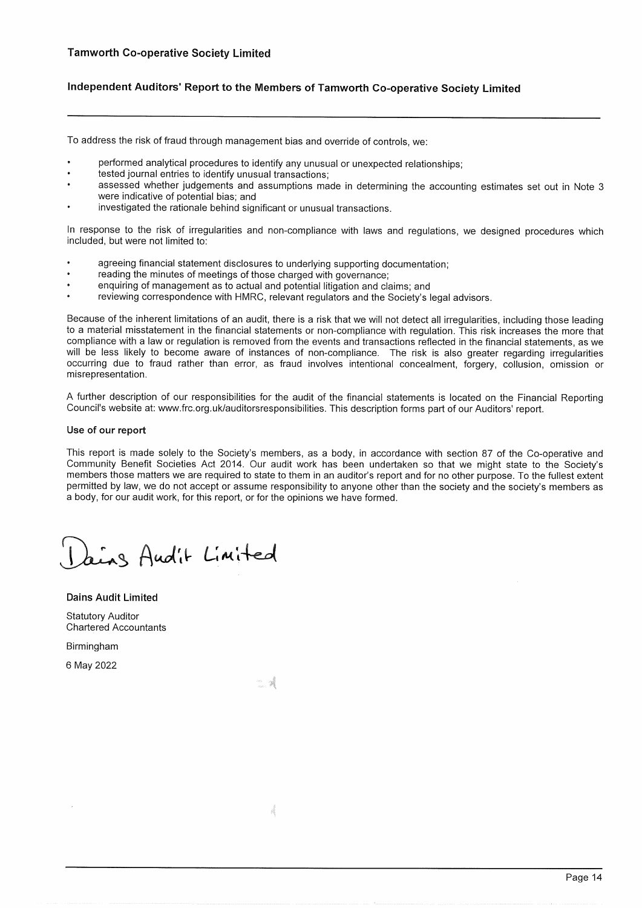To address the risk of fraud through management bias and override of controls, we:

- performed analytical procedures to identify any unusual or unexpected relationships;
- tested journal entries to identify unusual transactions;
- assessed whether judgements and assumptions made in determining the accounting estimates set out in Note 3 were indicative of potential bias; and
- investigated the rationale behind significant or unusual transactions.

In response to the risk of irregularities and non-compliance with laws and regulations, we designed procedures which included, but were not limited to:

- agreeing financial statement disclosures to underlying supporting documentation;
- reading the minutes of meetings of those charged with governance;
- enquiring of management as to actual and potential litigation and claims; and
- reviewing correspondence with HMRC, relevant regulators and the Society's legal advisors.

Because of the inherent limitations of an audit, there is a risk that we will not detect all irregularities, including those leading to a material misstatement in the financial statements or non-compliance with regulation. This risk increases the more that compliance with a law or regulation is removed from the events and transactions reflected in the financial statements, as we will be less likely to become aware of instances of non-compliance. The risk is also greater regarding irregularities occurring due to fraud rather than error, as fraud involves intentional concealment, forgery, collusion, omission or misrepresentation.

A further description of our responsibilities for the audit of the financial statements is located on the Financial Reporting Council's website at: www.frc.org.uk/auditorsresponsibilities. This description forms part of our Auditors' report.

### Use of our report

This report is made solely to the Society's members, as a body, in accordance with section 87 of the Co-operative and Community Benefit Societies Act 2014. Our audit work has been undertaken so that we might state to the Society's members those matters we are required to state to them in an auditor's report and for no other purpose. To the fullest extent permitted by law, we do not accept or assume responsibility to anyone other than the society and the society's members as a body, for our audit work, for this report, or for the opinions we have formed.

Dains Audit Limited

**Dains Audit Limited**

Statutory Auditor
Chartered Accountants

Birmingham

6 May 2022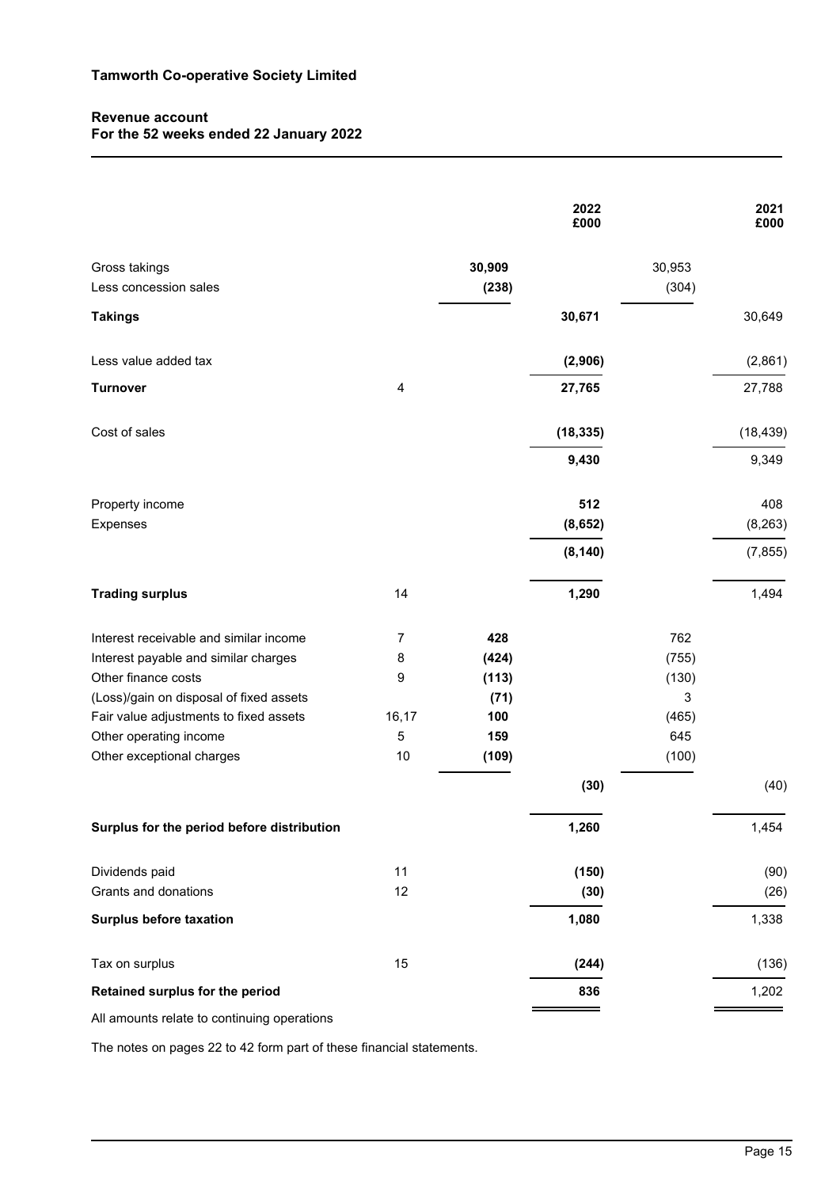**Tamworth Co-operative Society Limited**

## Revenue account
## For the 52 weeks ended 22 January 2022

| | Note | | 2022 £000 | | 2021 £000 |
|---|---|---|---|---|---|
| Gross takings | | **30,909** | | 30,953 | |
| Less concession sales | | **(238)** | | (304) | |
| **Takings** | | | **30,671** | | 30,649 |
| Less value added tax | | | **(2,906)** | | (2,861) |
| **Turnover** | 4 | | **27,765** | | 27,788 |
| Cost of sales | | | **(18,335)** | | (18,439) |
| | | | **9,430** | | 9,349 |
| Property income | | | **512** | | 408 |
| Expenses | | | **(8,652)** | | (8,263) |
| | | | **(8,140)** | | (7,855) |
| **Trading surplus** | 14 | | **1,290** | | 1,494 |
| Interest receivable and similar income | 7 | **428** | | 762 | |
| Interest payable and similar charges | 8 | **(424)** | | (755) | |
| Other finance costs | 9 | **(113)** | | (130) | |
| (Loss)/gain on disposal of fixed assets | | **(71)** | | 3 | |
| Fair value adjustments to fixed assets | 16,17 | **100** | | (465) | |
| Other operating income | 5 | **159** | | 645 | |
| Other exceptional charges | 10 | **(109)** | | (100) | |
| | | | **(30)** | | (40) |
| **Surplus for the period before distribution** | | | **1,260** | | 1,454 |
| Dividends paid | 11 | | **(150)** | | (90) |
| Grants and donations | 12 | | **(30)** | | (26) |
| **Surplus before taxation** | | | **1,080** | | 1,338 |
| Tax on surplus | 15 | | **(244)** | | (136) |
| **Retained surplus for the period** | | | **836** | | 1,202 |

All amounts relate to continuing operations

The notes on pages 22 to 42 form part of these financial statements.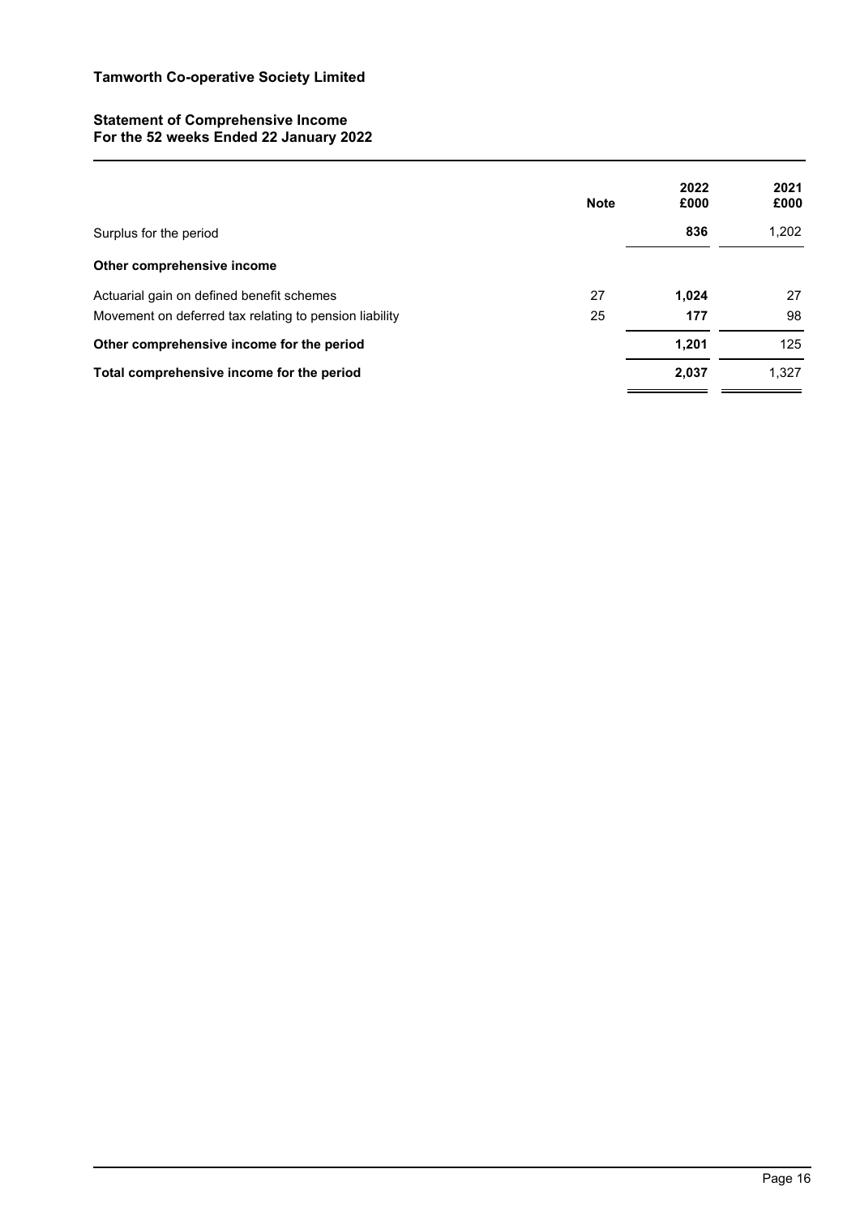# Tamworth Co-operative Society Limited

## Statement of Comprehensive Income
## For the 52 weeks Ended 22 January 2022

| | Note | 2022 £000 | 2021 £000 |
|---|---|---|---|
| Surplus for the period | | **836** | 1,202 |
| **Other comprehensive income** | | | |
| Actuarial gain on defined benefit schemes | 27 | **1,024** | 27 |
| Movement on deferred tax relating to pension liability | 25 | **177** | 98 |
| **Other comprehensive income for the period** | | **1,201** | 125 |
| **Total comprehensive income for the period** | | **2,037** | 1,327 |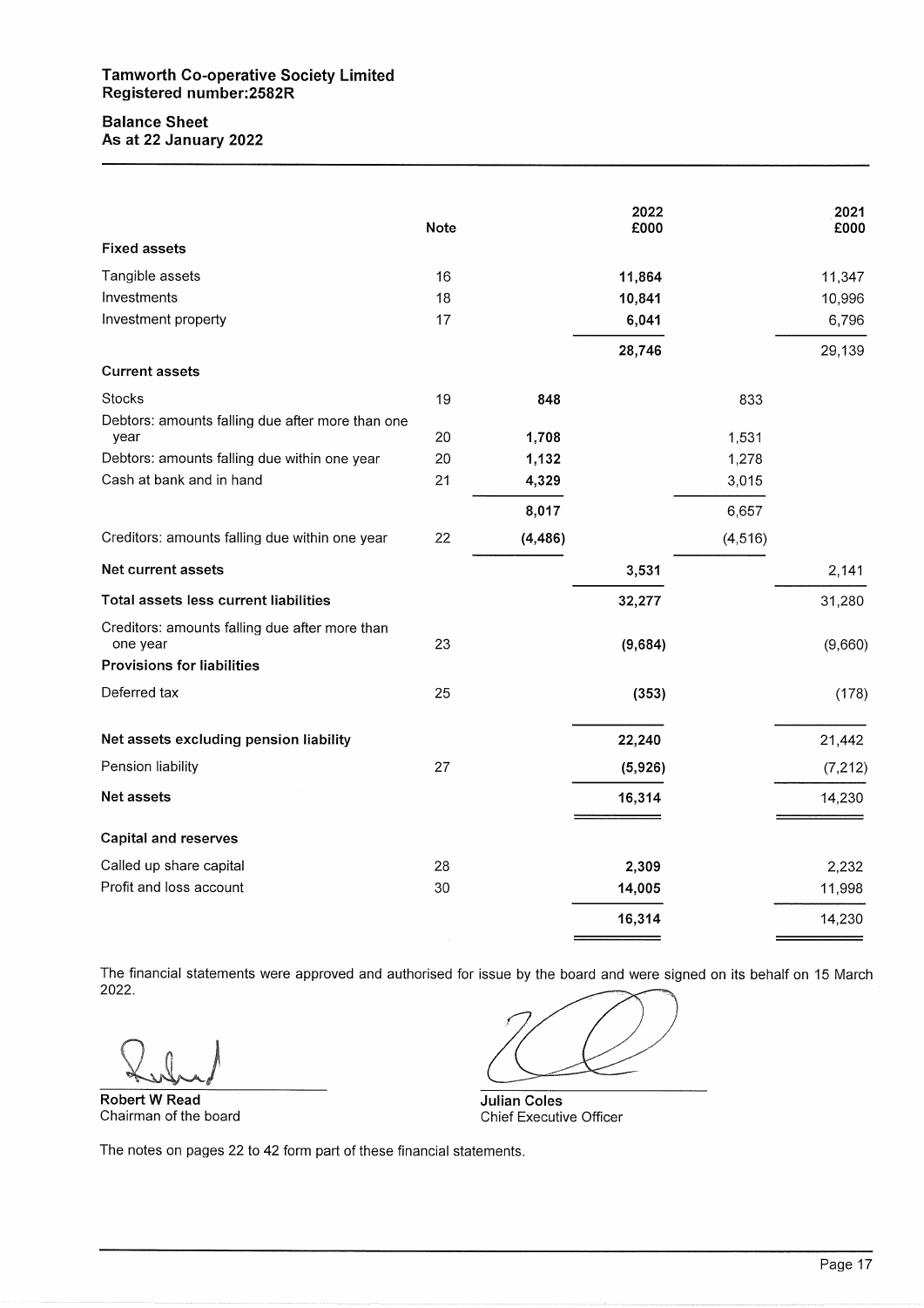# Tamworth Co-operative Society Limited
**Registered number:2582R**

## Balance Sheet
**As at 22 January 2022**

| | Note | | 2022 £000 | | 2021 £000 |
|---|---|---|---|---|---|
| **Fixed assets** | | | | | |
| Tangible assets | 16 | | **11,864** | | 11,347 |
| Investments | 18 | | **10,841** | | 10,996 |
| Investment property | 17 | | **6,041** | | 6,796 |
| | | | **28,746** | | 29,139 |
| **Current assets** | | | | | |
| Stocks | 19 | **848** | | 833 | |
| Debtors: amounts falling due after more than one year | 20 | **1,708** | | 1,531 | |
| Debtors: amounts falling due within one year | 20 | **1,132** | | 1,278 | |
| Cash at bank and in hand | 21 | **4,329** | | 3,015 | |
| | | **8,017** | | 6,657 | |
| Creditors: amounts falling due within one year | 22 | **(4,486)** | | (4,516) | |
| **Net current assets** | | | **3,531** | | 2,141 |
| **Total assets less current liabilities** | | | **32,277** | | 31,280 |
| Creditors: amounts falling due after more than one year | 23 | | **(9,684)** | | (9,660) |
| **Provisions for liabilities** | | | | | |
| Deferred tax | 25 | | **(353)** | | (178) |
| **Net assets excluding pension liability** | | | **22,240** | | 21,442 |
| Pension liability | 27 | | **(5,926)** | | (7,212) |
| **Net assets** | | | **16,314** | | 14,230 |
| **Capital and reserves** | | | | | |
| Called up share capital | 28 | | **2,309** | | 2,232 |
| Profit and loss account | 30 | | **14,005** | | 11,998 |
| | | | **16,314** | | 14,230 |

The financial statements were approved and authorised for issue by the board and were signed on its behalf on 15 March 2022.

**Robert W Read**
Chairman of the board

**Julian Coles**
Chief Executive Officer

The notes on pages 22 to 42 form part of these financial statements.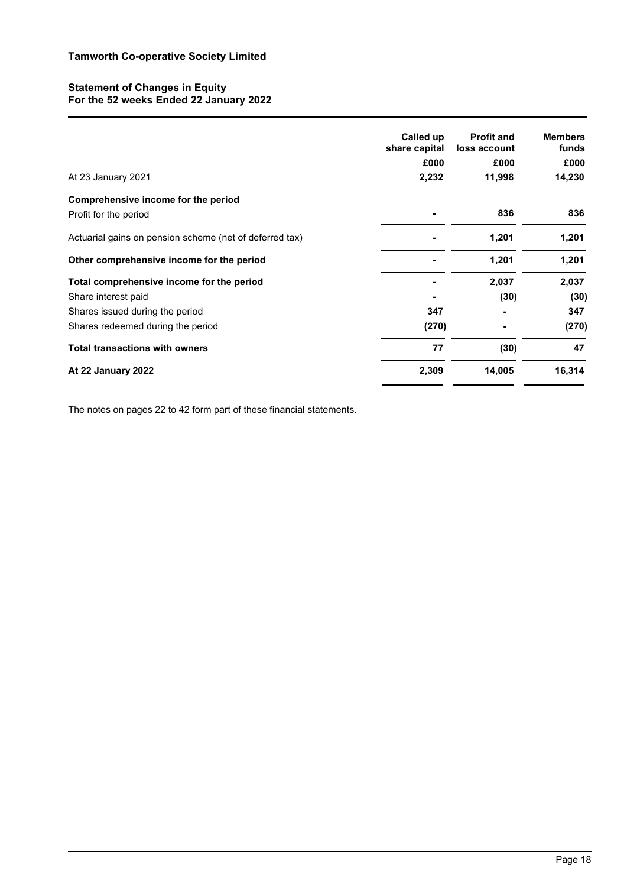## Tamworth Co-operative Society Limited

### Statement of Changes in Equity
### For the 52 weeks Ended 22 January 2022

| | Called up share capital | Profit and loss account | Members funds |
|---|---|---|---|
| | £000 | £000 | £000 |
| At 23 January 2021 | 2,232 | 11,998 | 14,230 |
| **Comprehensive income for the period** | | | |
| Profit for the period | - | 836 | 836 |
| Actuarial gains on pension scheme (net of deferred tax) | - | 1,201 | 1,201 |
| **Other comprehensive income for the period** | - | 1,201 | 1,201 |
| **Total comprehensive income for the period** | - | 2,037 | 2,037 |
| Share interest paid | - | (30) | (30) |
| Shares issued during the period | 347 | - | 347 |
| Shares redeemed during the period | (270) | - | (270) |
| **Total transactions with owners** | 77 | (30) | 47 |
| **At 22 January 2022** | 2,309 | 14,005 | 16,314 |

The notes on pages 22 to 42 form part of these financial statements.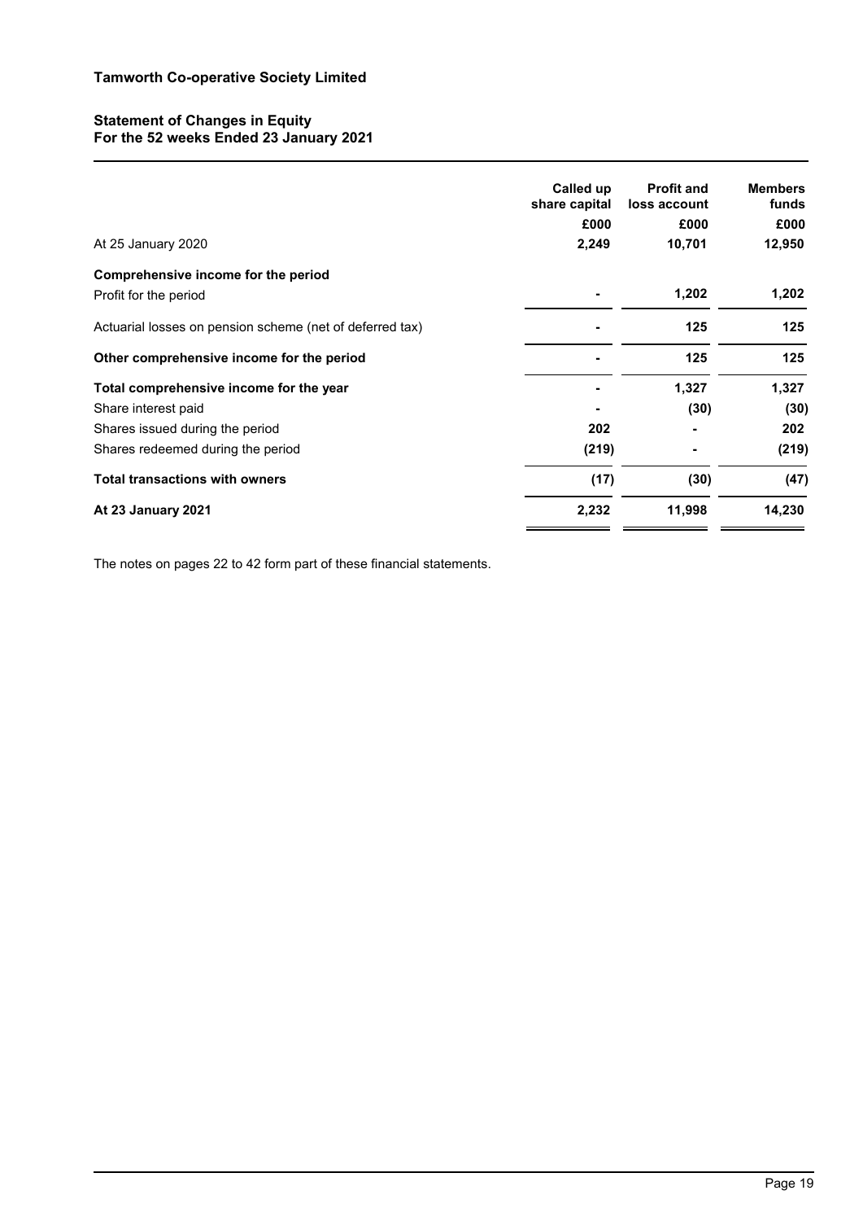# Tamworth Co-operative Society Limited

## Statement of Changes in Equity
## For the 52 weeks Ended 23 January 2021

| | Called up share capital | Profit and loss account | Members funds |
|---|---|---|---|
| | £000 | £000 | £000 |
| At 25 January 2020 | 2,249 | 10,701 | 12,950 |
| **Comprehensive income for the period** | | | |
| Profit for the period | - | 1,202 | 1,202 |
| Actuarial losses on pension scheme (net of deferred tax) | - | 125 | 125 |
| **Other comprehensive income for the period** | - | 125 | 125 |
| **Total comprehensive income for the year** | - | 1,327 | 1,327 |
| Share interest paid | - | (30) | (30) |
| Shares issued during the period | 202 | - | 202 |
| Shares redeemed during the period | (219) | - | (219) |
| **Total transactions with owners** | (17) | (30) | (47) |
| **At 23 January 2021** | 2,232 | 11,998 | 14,230 |

The notes on pages 22 to 42 form part of these financial statements.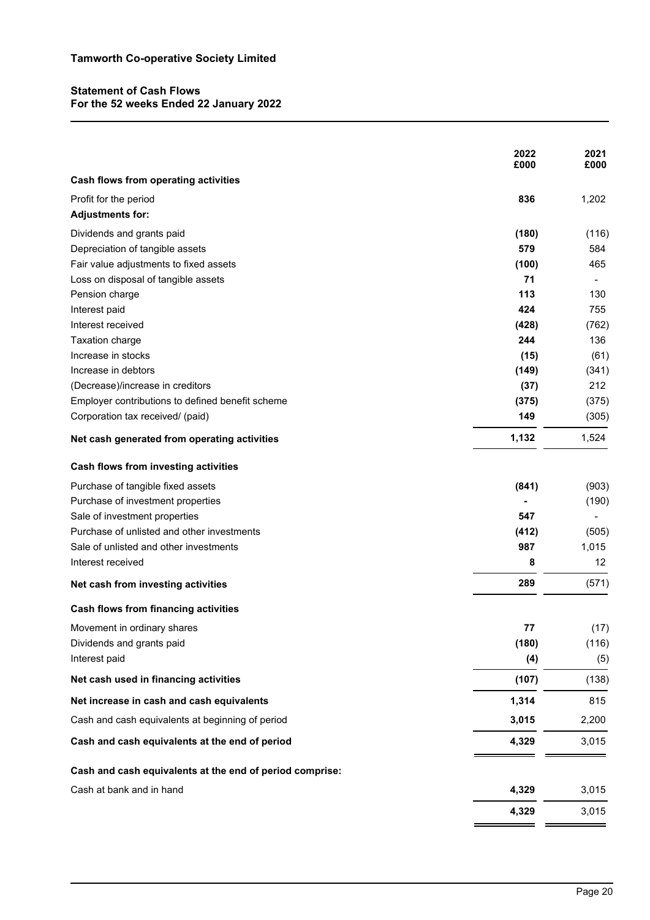**Tamworth Co-operative Society Limited**

## Statement of Cash Flows
### For the 52 weeks Ended 22 January 2022

| | 2022 £000 | 2021 £000 |
|---|---|---|
| **Cash flows from operating activities** | | |
| Profit for the period | **836** | 1,202 |
| **Adjustments for:** | | |
| Dividends and grants paid | **(180)** | (116) |
| Depreciation of tangible assets | **579** | 584 |
| Fair value adjustments to fixed assets | **(100)** | 465 |
| Loss on disposal of tangible assets | **71** | - |
| Pension charge | **113** | 130 |
| Interest paid | **424** | 755 |
| Interest received | **(428)** | (762) |
| Taxation charge | **244** | 136 |
| Increase in stocks | **(15)** | (61) |
| Increase in debtors | **(149)** | (341) |
| (Decrease)/increase in creditors | **(37)** | 212 |
| Employer contributions to defined benefit scheme | **(375)** | (375) |
| Corporation tax received/ (paid) | **149** | (305) |
| **Net cash generated from operating activities** | **1,132** | 1,524 |
| **Cash flows from investing activities** | | |
| Purchase of tangible fixed assets | **(841)** | (903) |
| Purchase of investment properties | **-** | (190) |
| Sale of investment properties | **547** | - |
| Purchase of unlisted and other investments | **(412)** | (505) |
| Sale of unlisted and other investments | **987** | 1,015 |
| Interest received | **8** | 12 |
| **Net cash from investing activities** | **289** | (571) |
| **Cash flows from financing activities** | | |
| Movement in ordinary shares | **77** | (17) |
| Dividends and grants paid | **(180)** | (116) |
| Interest paid | **(4)** | (5) |
| **Net cash used in financing activities** | **(107)** | (138) |
| **Net increase in cash and cash equivalents** | **1,314** | 815 |
| Cash and cash equivalents at beginning of period | **3,015** | 2,200 |
| **Cash and cash equivalents at the end of period** | **4,329** | 3,015 |
| **Cash and cash equivalents at the end of period comprise:** | | |
| Cash at bank and in hand | **4,329** | 3,015 |
| | **4,329** | 3,015 |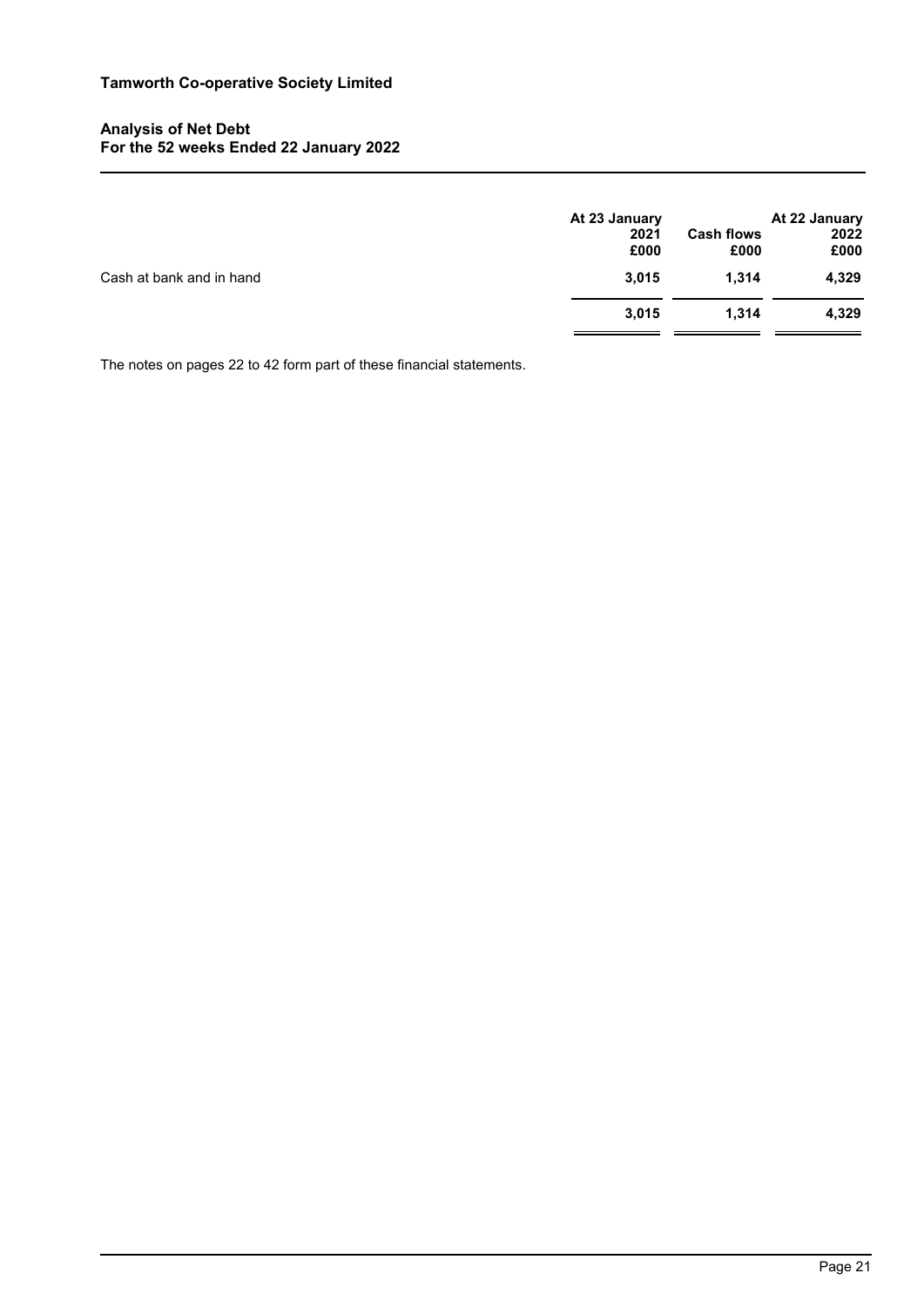# Tamworth Co-operative Society Limited

## Analysis of Net Debt
## For the 52 weeks Ended 22 January 2022

| | At 23 January 2021 £000 | Cash flows £000 | At 22 January 2022 £000 |
|---|---|---|---|
| Cash at bank and in hand | **3,015** | **1,314** | **4,329** |
| | **3,015** | **1,314** | **4,329** |

The notes on pages 22 to 42 form part of these financial statements.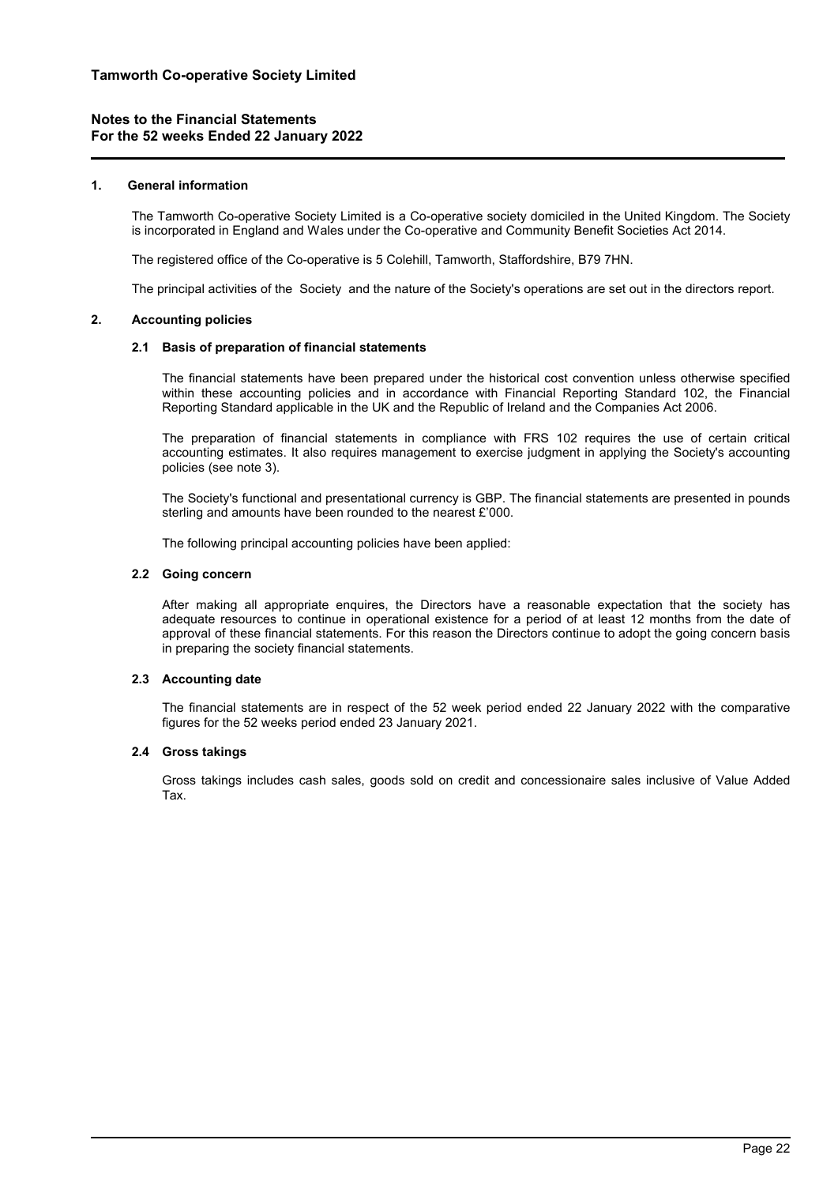# Tamworth Co-operative Society Limited

## Notes to the Financial Statements
## For the 52 weeks Ended 22 January 2022

### 1. General information

The Tamworth Co-operative Society Limited is a Co-operative society domiciled in the United Kingdom. The Society is incorporated in England and Wales under the Co-operative and Community Benefit Societies Act 2014.

The registered office of the Co-operative is 5 Colehill, Tamworth, Staffordshire, B79 7HN.

The principal activities of the Society and the nature of the Society's operations are set out in the directors report.

### 2. Accounting policies

#### 2.1 Basis of preparation of financial statements

The financial statements have been prepared under the historical cost convention unless otherwise specified within these accounting policies and in accordance with Financial Reporting Standard 102, the Financial Reporting Standard applicable in the UK and the Republic of Ireland and the Companies Act 2006.

The preparation of financial statements in compliance with FRS 102 requires the use of certain critical accounting estimates. It also requires management to exercise judgment in applying the Society's accounting policies (see note 3).

The Society's functional and presentational currency is GBP. The financial statements are presented in pounds sterling and amounts have been rounded to the nearest £'000.

The following principal accounting policies have been applied:

#### 2.2 Going concern

After making all appropriate enquires, the Directors have a reasonable expectation that the society has adequate resources to continue in operational existence for a period of at least 12 months from the date of approval of these financial statements. For this reason the Directors continue to adopt the going concern basis in preparing the society financial statements.

#### 2.3 Accounting date

The financial statements are in respect of the 52 week period ended 22 January 2022 with the comparative figures for the 52 weeks period ended 23 January 2021.

#### 2.4 Gross takings

Gross takings includes cash sales, goods sold on credit and concessionaire sales inclusive of Value Added Tax.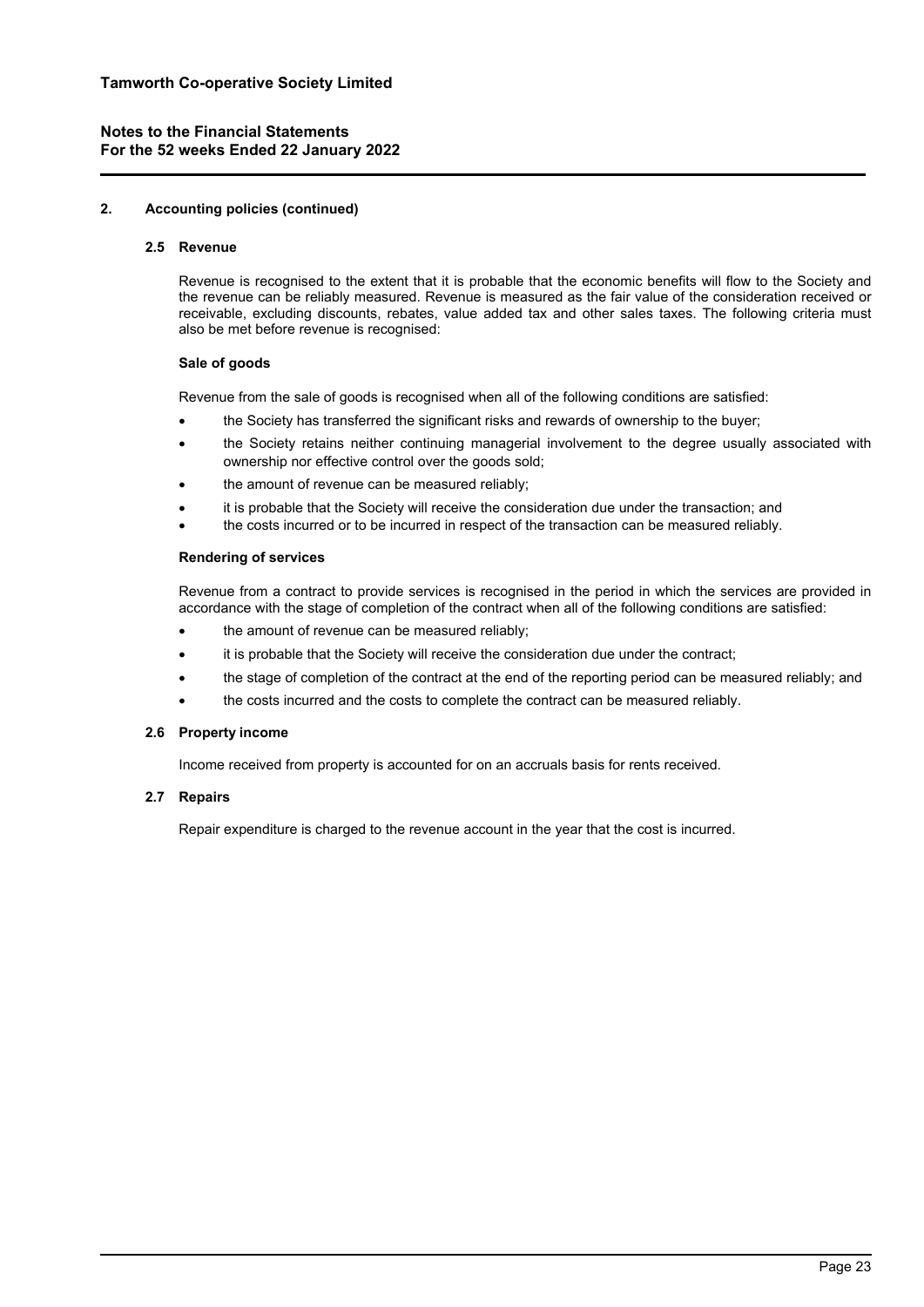## 2. Accounting policies (continued)

### 2.5 Revenue

Revenue is recognised to the extent that it is probable that the economic benefits will flow to the Society and the revenue can be reliably measured. Revenue is measured as the fair value of the consideration received or receivable, excluding discounts, rebates, value added tax and other sales taxes. The following criteria must also be met before revenue is recognised:

**Sale of goods**

Revenue from the sale of goods is recognised when all of the following conditions are satisfied:

- the Society has transferred the significant risks and rewards of ownership to the buyer;
- the Society retains neither continuing managerial involvement to the degree usually associated with ownership nor effective control over the goods sold;
- the amount of revenue can be measured reliably;
- it is probable that the Society will receive the consideration due under the transaction; and
- the costs incurred or to be incurred in respect of the transaction can be measured reliably.

**Rendering of services**

Revenue from a contract to provide services is recognised in the period in which the services are provided in accordance with the stage of completion of the contract when all of the following conditions are satisfied:

- the amount of revenue can be measured reliably;
- it is probable that the Society will receive the consideration due under the contract;
- the stage of completion of the contract at the end of the reporting period can be measured reliably; and
- the costs incurred and the costs to complete the contract can be measured reliably.

### 2.6 Property income

Income received from property is accounted for on an accruals basis for rents received.

### 2.7 Repairs

Repair expenditure is charged to the revenue account in the year that the cost is incurred.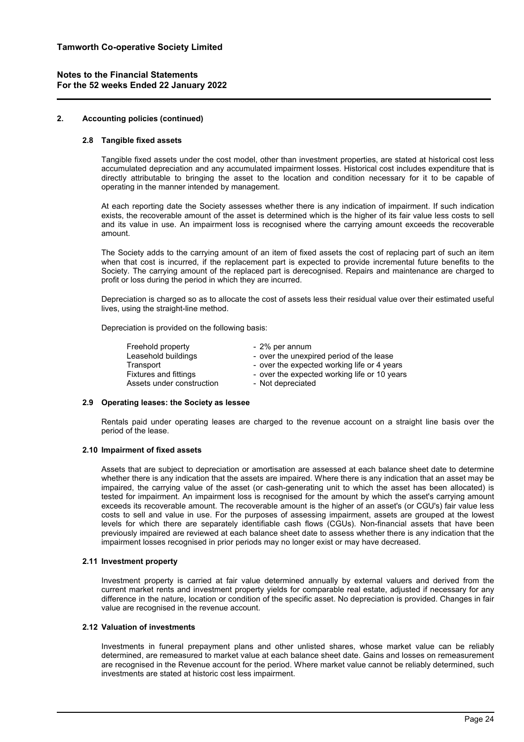## 2. Accounting policies (continued)

### 2.8 Tangible fixed assets

Tangible fixed assets under the cost model, other than investment properties, are stated at historical cost less accumulated depreciation and any accumulated impairment losses. Historical cost includes expenditure that is directly attributable to bringing the asset to the location and condition necessary for it to be capable of operating in the manner intended by management.

At each reporting date the Society assesses whether there is any indication of impairment. If such indication exists, the recoverable amount of the asset is determined which is the higher of its fair value less costs to sell and its value in use. An impairment loss is recognised where the carrying amount exceeds the recoverable amount.

The Society adds to the carrying amount of an item of fixed assets the cost of replacing part of such an item when that cost is incurred, if the replacement part is expected to provide incremental future benefits to the Society. The carrying amount of the replaced part is derecognised. Repairs and maintenance are charged to profit or loss during the period in which they are incurred.

Depreciation is charged so as to allocate the cost of assets less their residual value over their estimated useful lives, using the straight-line method.

Depreciation is provided on the following basis:

| | |
|---|---|
| Freehold property | - 2% per annum |
| Leasehold buildings | - over the unexpired period of the lease |
| Transport | - over the expected working life or 4 years |
| Fixtures and fittings | - over the expected working life or 10 years |
| Assets under construction | - Not depreciated |

### 2.9 Operating leases: the Society as lessee

Rentals paid under operating leases are charged to the revenue account on a straight line basis over the period of the lease.

### 2.10 Impairment of fixed assets

Assets that are subject to depreciation or amortisation are assessed at each balance sheet date to determine whether there is any indication that the assets are impaired. Where there is any indication that an asset may be impaired, the carrying value of the asset (or cash-generating unit to which the asset has been allocated) is tested for impairment. An impairment loss is recognised for the amount by which the asset's carrying amount exceeds its recoverable amount. The recoverable amount is the higher of an asset's (or CGU's) fair value less costs to sell and value in use. For the purposes of assessing impairment, assets are grouped at the lowest levels for which there are separately identifiable cash flows (CGUs). Non-financial assets that have been previously impaired are reviewed at each balance sheet date to assess whether there is any indication that the impairment losses recognised in prior periods may no longer exist or may have decreased.

### 2.11 Investment property

Investment property is carried at fair value determined annually by external valuers and derived from the current market rents and investment property yields for comparable real estate, adjusted if necessary for any difference in the nature, location or condition of the specific asset. No depreciation is provided. Changes in fair value are recognised in the revenue account.

### 2.12 Valuation of investments

Investments in funeral prepayment plans and other unlisted shares, whose market value can be reliably determined, are remeasured to market value at each balance sheet date. Gains and losses on remeasurement are recognised in the Revenue account for the period. Where market value cannot be reliably determined, such investments are stated at historic cost less impairment.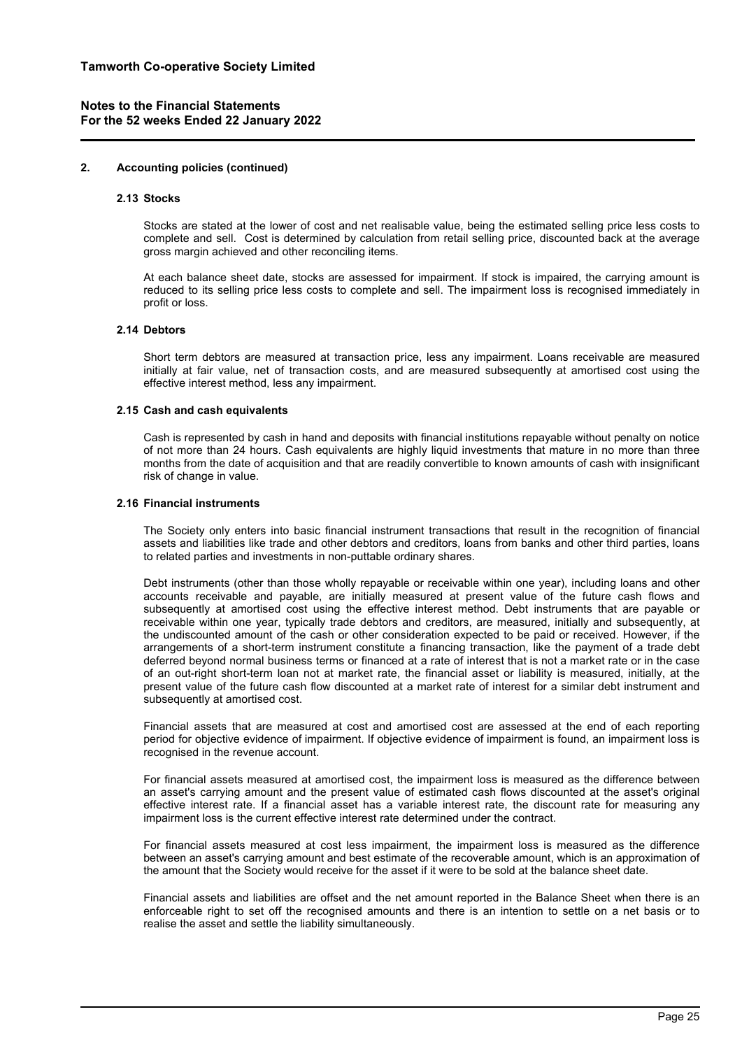## 2. Accounting policies (continued)

### 2.13 Stocks

Stocks are stated at the lower of cost and net realisable value, being the estimated selling price less costs to complete and sell. Cost is determined by calculation from retail selling price, discounted back at the average gross margin achieved and other reconciling items.

At each balance sheet date, stocks are assessed for impairment. If stock is impaired, the carrying amount is reduced to its selling price less costs to complete and sell. The impairment loss is recognised immediately in profit or loss.

### 2.14 Debtors

Short term debtors are measured at transaction price, less any impairment. Loans receivable are measured initially at fair value, net of transaction costs, and are measured subsequently at amortised cost using the effective interest method, less any impairment.

### 2.15 Cash and cash equivalents

Cash is represented by cash in hand and deposits with financial institutions repayable without penalty on notice of not more than 24 hours. Cash equivalents are highly liquid investments that mature in no more than three months from the date of acquisition and that are readily convertible to known amounts of cash with insignificant risk of change in value.

### 2.16 Financial instruments

The Society only enters into basic financial instrument transactions that result in the recognition of financial assets and liabilities like trade and other debtors and creditors, loans from banks and other third parties, loans to related parties and investments in non-puttable ordinary shares.

Debt instruments (other than those wholly repayable or receivable within one year), including loans and other accounts receivable and payable, are initially measured at present value of the future cash flows and subsequently at amortised cost using the effective interest method. Debt instruments that are payable or receivable within one year, typically trade debtors and creditors, are measured, initially and subsequently, at the undiscounted amount of the cash or other consideration expected to be paid or received. However, if the arrangements of a short-term instrument constitute a financing transaction, like the payment of a trade debt deferred beyond normal business terms or financed at a rate of interest that is not a market rate or in the case of an out-right short-term loan not at market rate, the financial asset or liability is measured, initially, at the present value of the future cash flow discounted at a market rate of interest for a similar debt instrument and subsequently at amortised cost.

Financial assets that are measured at cost and amortised cost are assessed at the end of each reporting period for objective evidence of impairment. If objective evidence of impairment is found, an impairment loss is recognised in the revenue account.

For financial assets measured at amortised cost, the impairment loss is measured as the difference between an asset's carrying amount and the present value of estimated cash flows discounted at the asset's original effective interest rate. If a financial asset has a variable interest rate, the discount rate for measuring any impairment loss is the current effective interest rate determined under the contract.

For financial assets measured at cost less impairment, the impairment loss is measured as the difference between an asset's carrying amount and best estimate of the recoverable amount, which is an approximation of the amount that the Society would receive for the asset if it were to be sold at the balance sheet date.

Financial assets and liabilities are offset and the net amount reported in the Balance Sheet when there is an enforceable right to set off the recognised amounts and there is an intention to settle on a net basis or to realise the asset and settle the liability simultaneously.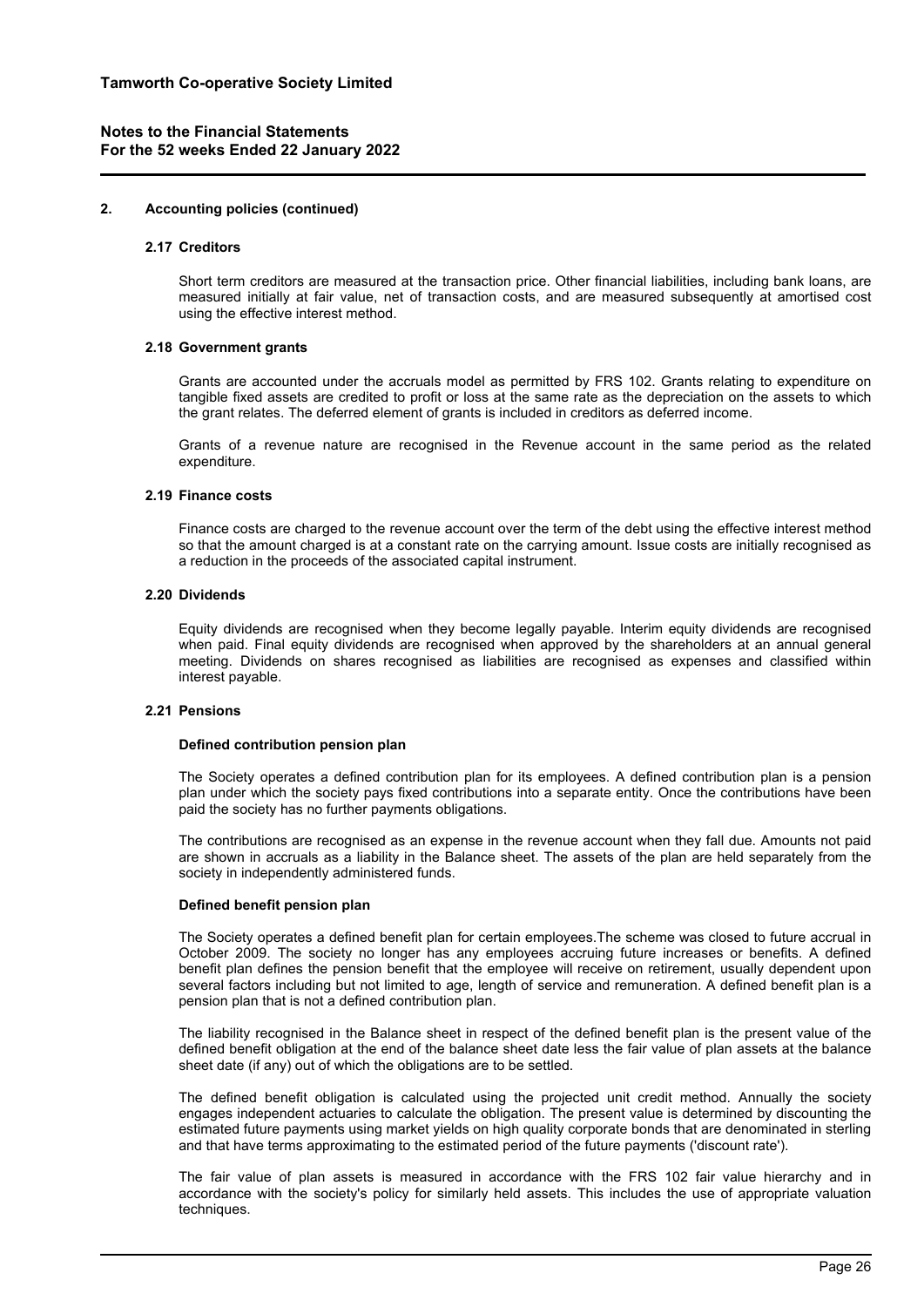## 2. Accounting policies (continued)

### 2.17 Creditors

Short term creditors are measured at the transaction price. Other financial liabilities, including bank loans, are measured initially at fair value, net of transaction costs, and are measured subsequently at amortised cost using the effective interest method.

### 2.18 Government grants

Grants are accounted under the accruals model as permitted by FRS 102. Grants relating to expenditure on tangible fixed assets are credited to profit or loss at the same rate as the depreciation on the assets to which the grant relates. The deferred element of grants is included in creditors as deferred income.

Grants of a revenue nature are recognised in the Revenue account in the same period as the related expenditure.

### 2.19 Finance costs

Finance costs are charged to the revenue account over the term of the debt using the effective interest method so that the amount charged is at a constant rate on the carrying amount. Issue costs are initially recognised as a reduction in the proceeds of the associated capital instrument.

### 2.20 Dividends

Equity dividends are recognised when they become legally payable. Interim equity dividends are recognised when paid. Final equity dividends are recognised when approved by the shareholders at an annual general meeting. Dividends on shares recognised as liabilities are recognised as expenses and classified within interest payable.

### 2.21 Pensions

**Defined contribution pension plan**

The Society operates a defined contribution plan for its employees. A defined contribution plan is a pension plan under which the society pays fixed contributions into a separate entity. Once the contributions have been paid the society has no further payments obligations.

The contributions are recognised as an expense in the revenue account when they fall due. Amounts not paid are shown in accruals as a liability in the Balance sheet. The assets of the plan are held separately from the society in independently administered funds.

**Defined benefit pension plan**

The Society operates a defined benefit plan for certain employees.The scheme was closed to future accrual in October 2009. The society no longer has any employees accruing future increases or benefits. A defined benefit plan defines the pension benefit that the employee will receive on retirement, usually dependent upon several factors including but not limited to age, length of service and remuneration. A defined benefit plan is a pension plan that is not a defined contribution plan.

The liability recognised in the Balance sheet in respect of the defined benefit plan is the present value of the defined benefit obligation at the end of the balance sheet date less the fair value of plan assets at the balance sheet date (if any) out of which the obligations are to be settled.

The defined benefit obligation is calculated using the projected unit credit method. Annually the society engages independent actuaries to calculate the obligation. The present value is determined by discounting the estimated future payments using market yields on high quality corporate bonds that are denominated in sterling and that have terms approximating to the estimated period of the future payments ('discount rate').

The fair value of plan assets is measured in accordance with the FRS 102 fair value hierarchy and in accordance with the society's policy for similarly held assets. This includes the use of appropriate valuation techniques.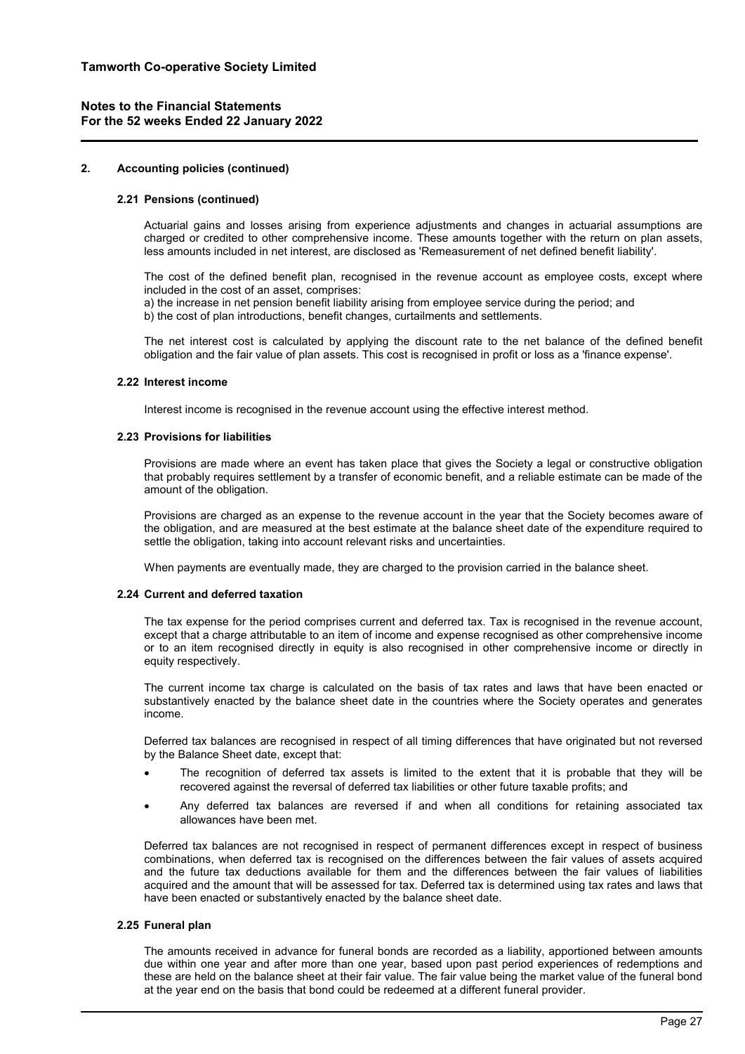## 2. Accounting policies (continued)

### 2.21 Pensions (continued)

Actuarial gains and losses arising from experience adjustments and changes in actuarial assumptions are charged or credited to other comprehensive income. These amounts together with the return on plan assets, less amounts included in net interest, are disclosed as 'Remeasurement of net defined benefit liability'.

The cost of the defined benefit plan, recognised in the revenue account as employee costs, except where included in the cost of an asset, comprises:

a) the increase in net pension benefit liability arising from employee service during the period; and

b) the cost of plan introductions, benefit changes, curtailments and settlements.

The net interest cost is calculated by applying the discount rate to the net balance of the defined benefit obligation and the fair value of plan assets. This cost is recognised in profit or loss as a 'finance expense'.

### 2.22 Interest income

Interest income is recognised in the revenue account using the effective interest method.

### 2.23 Provisions for liabilities

Provisions are made where an event has taken place that gives the Society a legal or constructive obligation that probably requires settlement by a transfer of economic benefit, and a reliable estimate can be made of the amount of the obligation.

Provisions are charged as an expense to the revenue account in the year that the Society becomes aware of the obligation, and are measured at the best estimate at the balance sheet date of the expenditure required to settle the obligation, taking into account relevant risks and uncertainties.

When payments are eventually made, they are charged to the provision carried in the balance sheet.

### 2.24 Current and deferred taxation

The tax expense for the period comprises current and deferred tax. Tax is recognised in the revenue account, except that a charge attributable to an item of income and expense recognised as other comprehensive income or to an item recognised directly in equity is also recognised in other comprehensive income or directly in equity respectively.

The current income tax charge is calculated on the basis of tax rates and laws that have been enacted or substantively enacted by the balance sheet date in the countries where the Society operates and generates income.

Deferred tax balances are recognised in respect of all timing differences that have originated but not reversed by the Balance Sheet date, except that:

- The recognition of deferred tax assets is limited to the extent that it is probable that they will be recovered against the reversal of deferred tax liabilities or other future taxable profits; and
- Any deferred tax balances are reversed if and when all conditions for retaining associated tax allowances have been met.

Deferred tax balances are not recognised in respect of permanent differences except in respect of business combinations, when deferred tax is recognised on the differences between the fair values of assets acquired and the future tax deductions available for them and the differences between the fair values of liabilities acquired and the amount that will be assessed for tax. Deferred tax is determined using tax rates and laws that have been enacted or substantively enacted by the balance sheet date.

### 2.25 Funeral plan

The amounts received in advance for funeral bonds are recorded as a liability, apportioned between amounts due within one year and after more than one year, based upon past period experiences of redemptions and these are held on the balance sheet at their fair value. The fair value being the market value of the funeral bond at the year end on the basis that bond could be redeemed at a different funeral provider.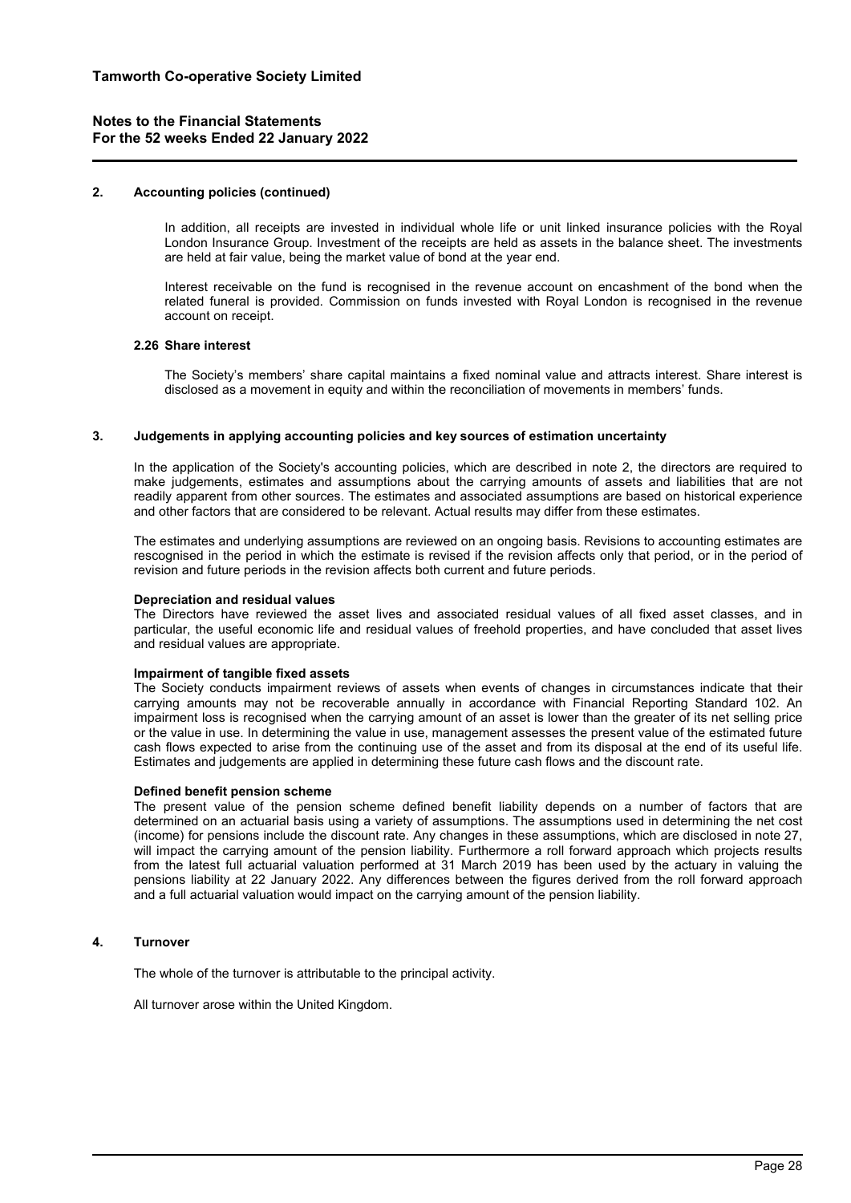## 2. Accounting policies (continued)

In addition, all receipts are invested in individual whole life or unit linked insurance policies with the Royal London Insurance Group. Investment of the receipts are held as assets in the balance sheet. The investments are held at fair value, being the market value of bond at the year end.

Interest receivable on the fund is recognised in the revenue account on encashment of the bond when the related funeral is provided. Commission on funds invested with Royal London is recognised in the revenue account on receipt.

### 2.26 Share interest

The Society's members' share capital maintains a fixed nominal value and attracts interest. Share interest is disclosed as a movement in equity and within the reconciliation of movements in members' funds.

## 3. Judgements in applying accounting policies and key sources of estimation uncertainty

In the application of the Society's accounting policies, which are described in note 2, the directors are required to make judgements, estimates and assumptions about the carrying amounts of assets and liabilities that are not readily apparent from other sources. The estimates and associated assumptions are based on historical experience and other factors that are considered to be relevant. Actual results may differ from these estimates.

The estimates and underlying assumptions are reviewed on an ongoing basis. Revisions to accounting estimates are rescognised in the period in which the estimate is revised if the revision affects only that period, or in the period of revision and future periods in the revision affects both current and future periods.

**Depreciation and residual values**
The Directors have reviewed the asset lives and associated residual values of all fixed asset classes, and in particular, the useful economic life and residual values of freehold properties, and have concluded that asset lives and residual values are appropriate.

**Impairment of tangible fixed assets**
The Society conducts impairment reviews of assets when events of changes in circumstances indicate that their carrying amounts may not be recoverable annually in accordance with Financial Reporting Standard 102. An impairment loss is recognised when the carrying amount of an asset is lower than the greater of its net selling price or the value in use. In determining the value in use, management assesses the present value of the estimated future cash flows expected to arise from the continuing use of the asset and from its disposal at the end of its useful life. Estimates and judgements are applied in determining these future cash flows and the discount rate.

**Defined benefit pension scheme**
The present value of the pension scheme defined benefit liability depends on a number of factors that are determined on an actuarial basis using a variety of assumptions. The assumptions used in determining the net cost (income) for pensions include the discount rate. Any changes in these assumptions, which are disclosed in note 27, will impact the carrying amount of the pension liability. Furthermore a roll forward approach which projects results from the latest full actuarial valuation performed at 31 March 2019 has been used by the actuary in valuing the pensions liability at 22 January 2022. Any differences between the figures derived from the roll forward approach and a full actuarial valuation would impact on the carrying amount of the pension liability.

## 4. Turnover

The whole of the turnover is attributable to the principal activity.

All turnover arose within the United Kingdom.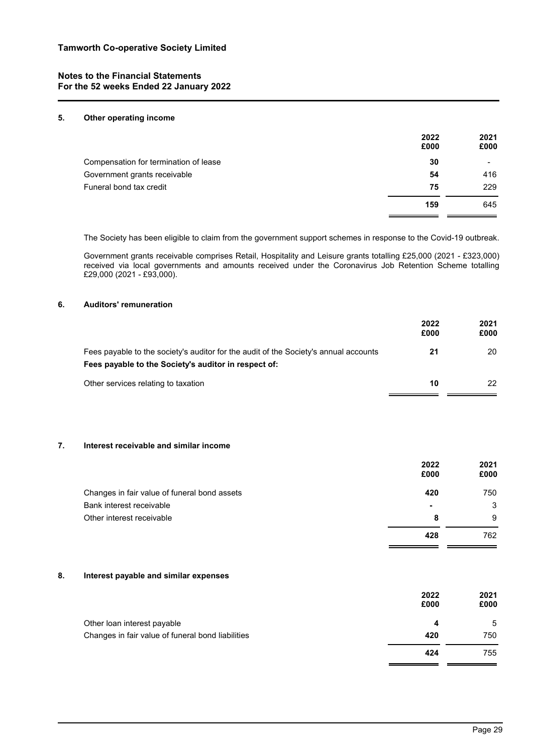## 5. Other operating income

| | 2022<br>£000 | 2021<br>£000 |
|---|---|---|
| Compensation for termination of lease | **30** | - |
| Government grants receivable | **54** | 416 |
| Funeral bond tax credit | **75** | 229 |
| | **159** | 645 |

The Society has been eligible to claim from the government support schemes in response to the Covid-19 outbreak.

Government grants receivable comprises Retail, Hospitality and Leisure grants totalling £25,000 (2021 - £323,000) received via local governments and amounts received under the Coronavirus Job Retention Scheme totalling £29,000 (2021 - £93,000).

## 6. Auditors' remuneration

| | 2022<br>£000 | 2021<br>£000 |
|---|---|---|
| Fees payable to the society's auditor for the audit of the Society's annual accounts | **21** | 20 |
| **Fees payable to the Society's auditor in respect of:** | | |
| Other services relating to taxation | **10** | 22 |

## 7. Interest receivable and similar income

| | 2022<br>£000 | 2021<br>£000 |
|---|---|---|
| Changes in fair value of funeral bond assets | **420** | 750 |
| Bank interest receivable | **-** | 3 |
| Other interest receivable | **8** | 9 |
| | **428** | 762 |

## 8. Interest payable and similar expenses

| | 2022<br>£000 | 2021<br>£000 |
|---|---|---|
| Other loan interest payable | **4** | 5 |
| Changes in fair value of funeral bond liabilities | **420** | 750 |
| | **424** | 755 |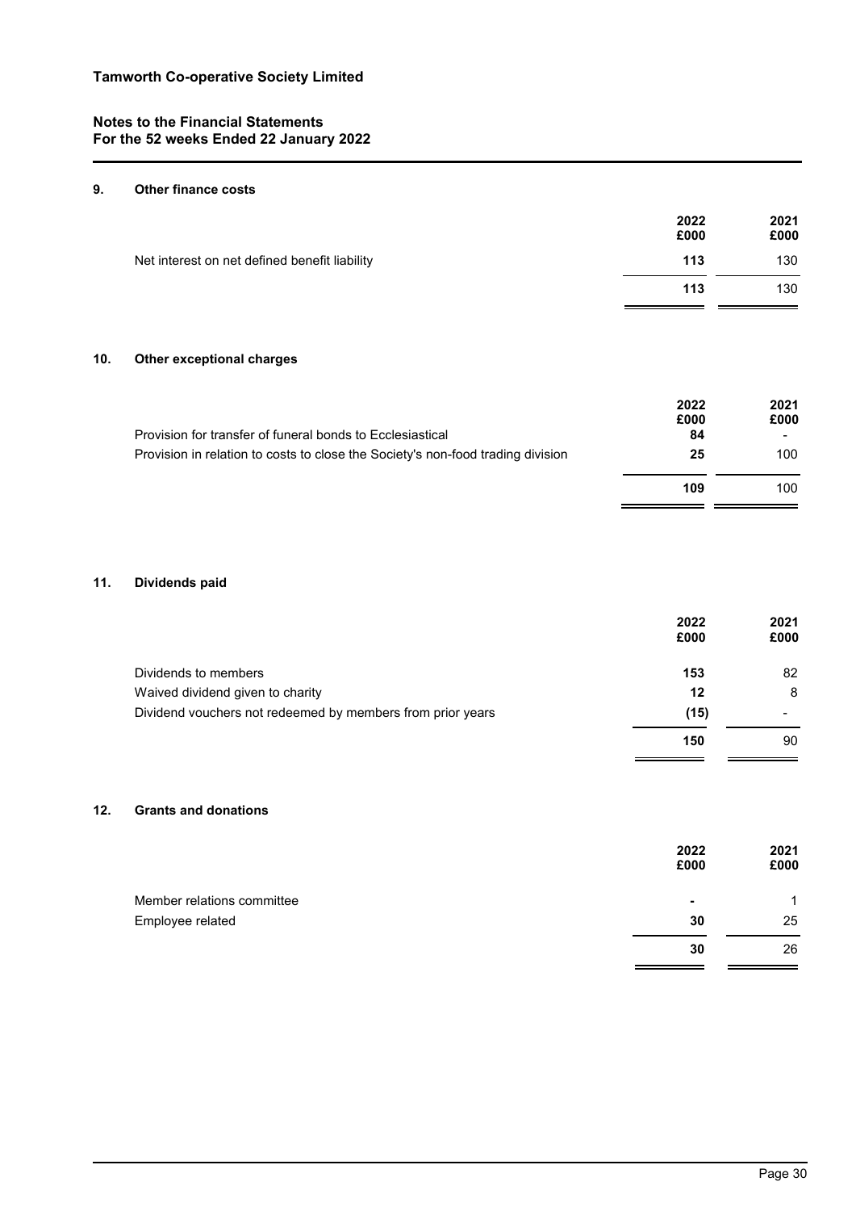## 9. Other finance costs

| | 2022 £000 | 2021 £000 |
|---|---|---|
| Net interest on net defined benefit liability | **113** | 130 |
| | **113** | 130 |

## 10. Other exceptional charges

| | 2022 £000 | 2021 £000 |
|---|---|---|
| Provision for transfer of funeral bonds to Ecclesiastical | **84** | - |
| Provision in relation to costs to close the Society's non-food trading division | **25** | 100 |
| | **109** | 100 |

## 11. Dividends paid

| | 2022 £000 | 2021 £000 |
|---|---|---|
| Dividends to members | **153** | 82 |
| Waived dividend given to charity | **12** | 8 |
| Dividend vouchers not redeemed by members from prior years | **(15)** | - |
| | **150** | 90 |

## 12. Grants and donations

| | 2022 £000 | 2021 £000 |
|---|---|---|
| Member relations committee | **-** | 1 |
| Employee related | **30** | 25 |
| | **30** | 26 |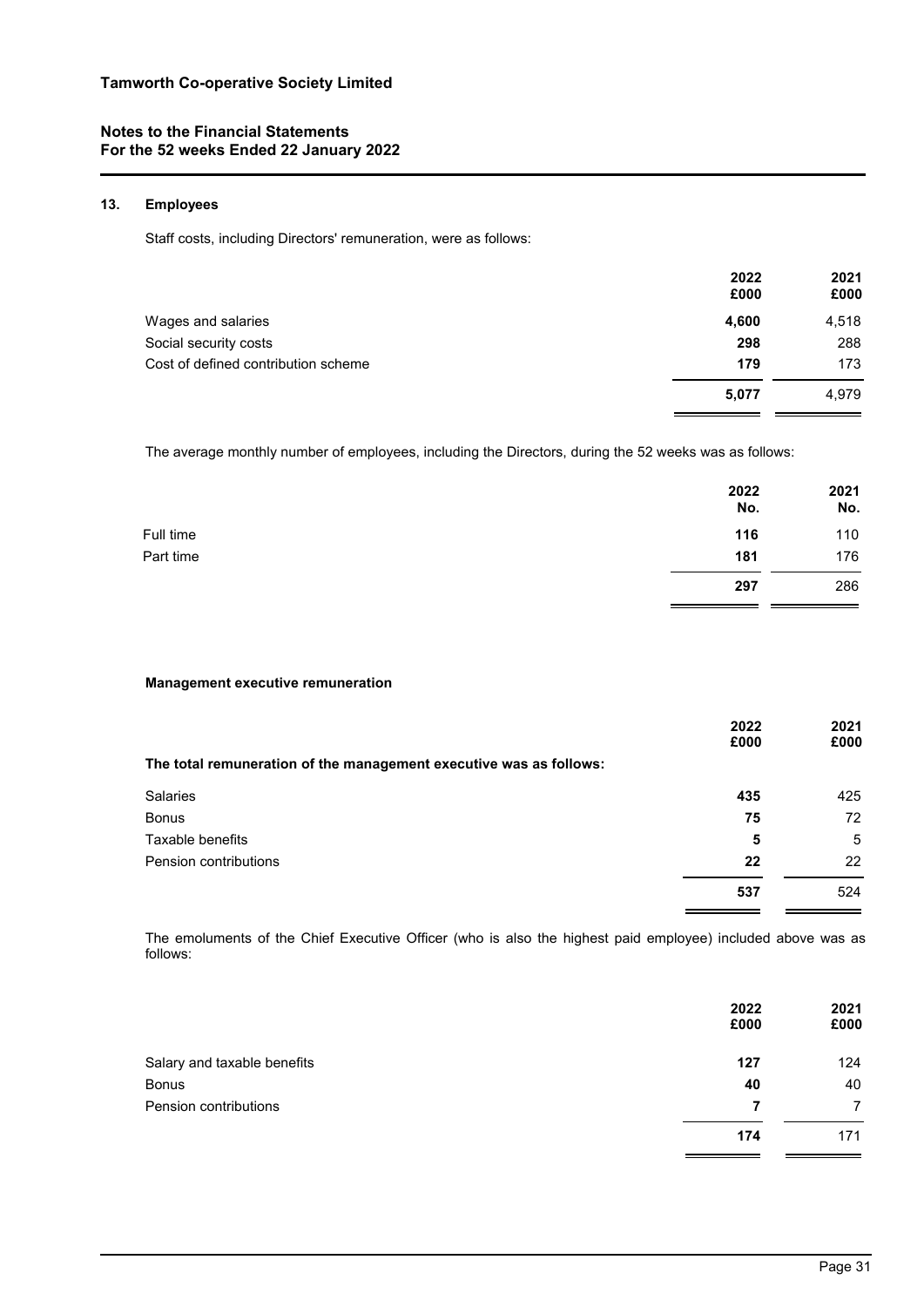## 13. Employees

Staff costs, including Directors' remuneration, were as follows:

| | 2022 £000 | 2021 £000 |
|---|---|---|
| Wages and salaries | **4,600** | 4,518 |
| Social security costs | **298** | 288 |
| Cost of defined contribution scheme | **179** | 173 |
| | **5,077** | 4,979 |

The average monthly number of employees, including the Directors, during the 52 weeks was as follows:

| | 2022 No. | 2021 No. |
|---|---|---|
| Full time | **116** | 110 |
| Part time | **181** | 176 |
| | **297** | 286 |

### Management executive remuneration

| | 2022 £000 | 2021 £000 |
|---|---|---|
| **The total remuneration of the management executive was as follows:** | | |
| Salaries | **435** | 425 |
| Bonus | **75** | 72 |
| Taxable benefits | **5** | 5 |
| Pension contributions | **22** | 22 |
| | **537** | 524 |

The emoluments of the Chief Executive Officer (who is also the highest paid employee) included above was as follows:

| | 2022 £000 | 2021 £000 |
|---|---|---|
| Salary and taxable benefits | **127** | 124 |
| Bonus | **40** | 40 |
| Pension contributions | **7** | 7 |
| | **174** | 171 |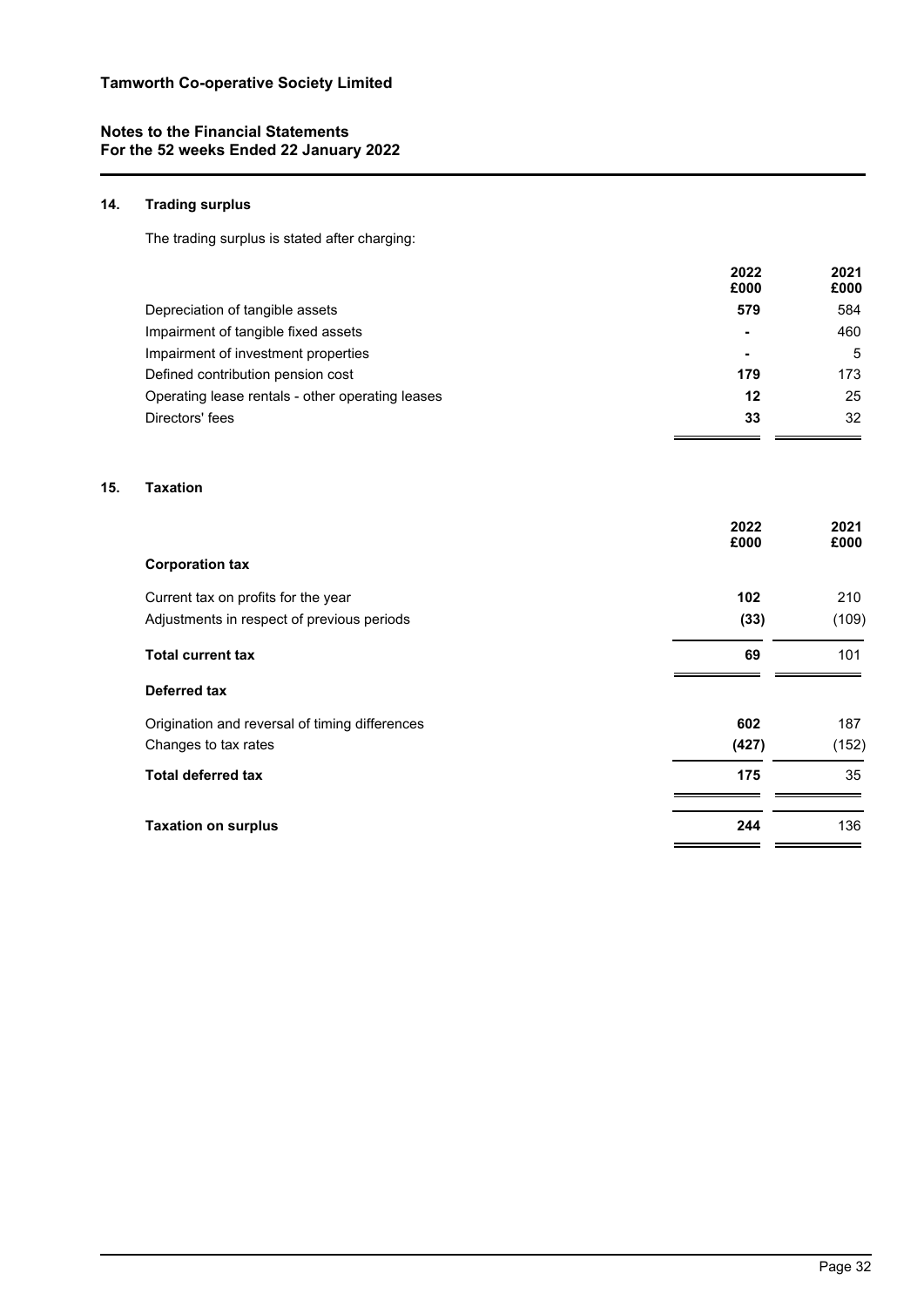## 14. Trading surplus

The trading surplus is stated after charging:

| | 2022 £000 | 2021 £000 |
|---|---|---|
| Depreciation of tangible assets | **579** | 584 |
| Impairment of tangible fixed assets | **-** | 460 |
| Impairment of investment properties | **-** | 5 |
| Defined contribution pension cost | **179** | 173 |
| Operating lease rentals - other operating leases | **12** | 25 |
| Directors' fees | **33** | 32 |

## 15. Taxation

| | 2022 £000 | 2021 £000 |
|---|---|---|
| **Corporation tax** | | |
| Current tax on profits for the year | **102** | 210 |
| Adjustments in respect of previous periods | **(33)** | (109) |
| **Total current tax** | **69** | 101 |
| **Deferred tax** | | |
| Origination and reversal of timing differences | **602** | 187 |
| Changes to tax rates | **(427)** | (152) |
| **Total deferred tax** | **175** | 35 |
| **Taxation on surplus** | **244** | 136 |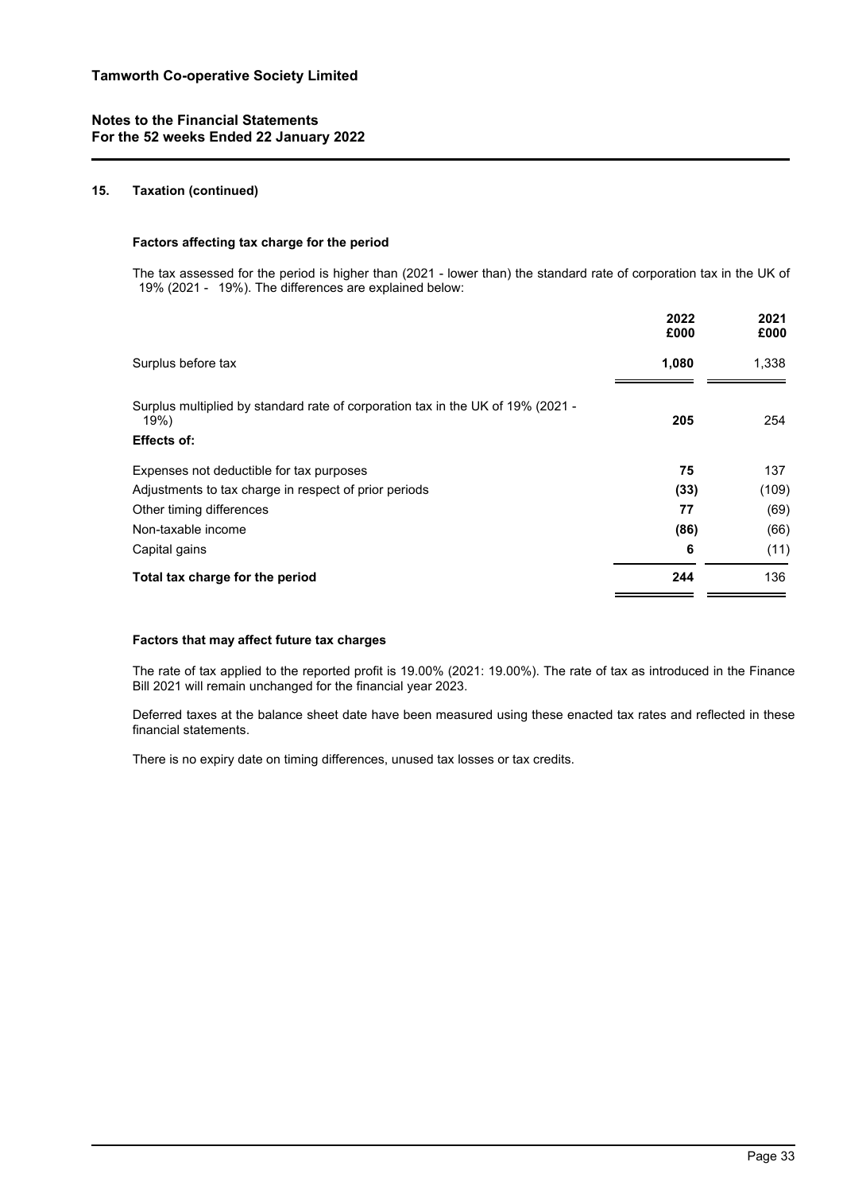## 15. Taxation (continued)

### Factors affecting tax charge for the period

The tax assessed for the period is higher than (2021 - lower than) the standard rate of corporation tax in the UK of 19% (2021 - 19%). The differences are explained below:

| | 2022 £000 | 2021 £000 |
|---|---|---|
| Surplus before tax | **1,080** | 1,338 |
| Surplus multiplied by standard rate of corporation tax in the UK of 19% (2021 - 19%) | **205** | 254 |
| **Effects of:** | | |
| Expenses not deductible for tax purposes | **75** | 137 |
| Adjustments to tax charge in respect of prior periods | **(33)** | (109) |
| Other timing differences | **77** | (69) |
| Non-taxable income | **(86)** | (66) |
| Capital gains | **6** | (11) |
| **Total tax charge for the period** | **244** | 136 |

### Factors that may affect future tax charges

The rate of tax applied to the reported profit is 19.00% (2021: 19.00%). The rate of tax as introduced in the Finance Bill 2021 will remain unchanged for the financial year 2023.

Deferred taxes at the balance sheet date have been measured using these enacted tax rates and reflected in these financial statements.

There is no expiry date on timing differences, unused tax losses or tax credits.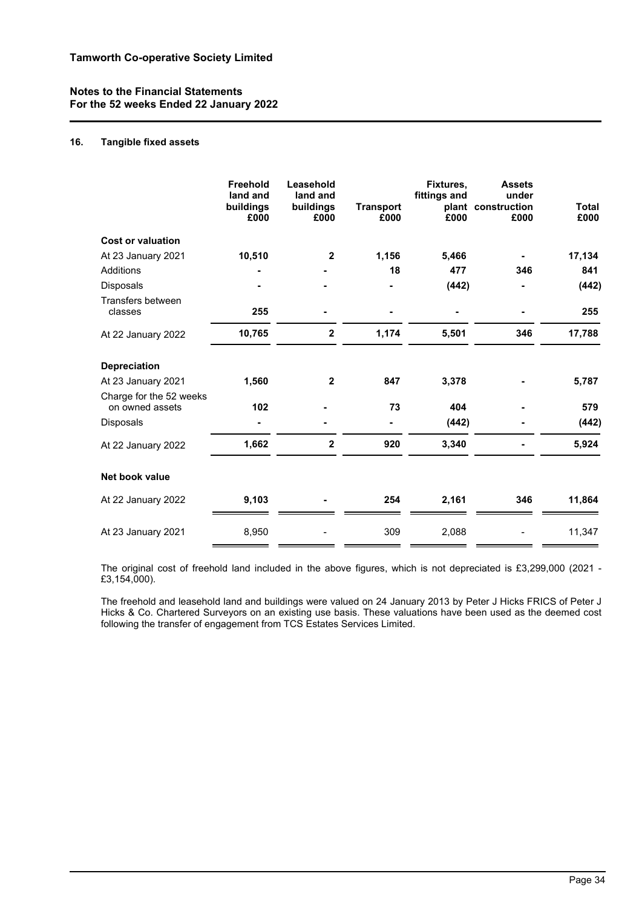## 16. Tangible fixed assets

| | Freehold land and buildings £000 | Leasehold land and buildings £000 | Transport £000 | Fixtures, fittings and plant £000 | Assets under construction £000 | Total £000 |
|---|---|---|---|---|---|---|
| **Cost or valuation** | | | | | | |
| At 23 January 2021 | **10,510** | **2** | **1,156** | **5,466** | **-** | **17,134** |
| Additions | **-** | **-** | **18** | **477** | **346** | **841** |
| Disposals | **-** | **-** | **-** | **(442)** | **-** | **(442)** |
| Transfers between classes | **255** | **-** | **-** | **-** | **-** | **255** |
| At 22 January 2022 | **10,765** | **2** | **1,174** | **5,501** | **346** | **17,788** |
| **Depreciation** | | | | | | |
| At 23 January 2021 | **1,560** | **2** | **847** | **3,378** | **-** | **5,787** |
| Charge for the 52 weeks on owned assets | **102** | **-** | **73** | **404** | **-** | **579** |
| Disposals | **-** | **-** | **-** | **(442)** | **-** | **(442)** |
| At 22 January 2022 | **1,662** | **2** | **920** | **3,340** | **-** | **5,924** |
| **Net book value** | | | | | | |
| At 22 January 2022 | **9,103** | **-** | **254** | **2,161** | **346** | **11,864** |
| At 23 January 2021 | 8,950 | - | 309 | 2,088 | - | 11,347 |

The original cost of freehold land included in the above figures, which is not depreciated is £3,299,000 (2021 - £3,154,000).

The freehold and leasehold land and buildings were valued on 24 January 2013 by Peter J Hicks FRICS of Peter J Hicks & Co. Chartered Surveyors on an existing use basis. These valuations have been used as the deemed cost following the transfer of engagement from TCS Estates Services Limited.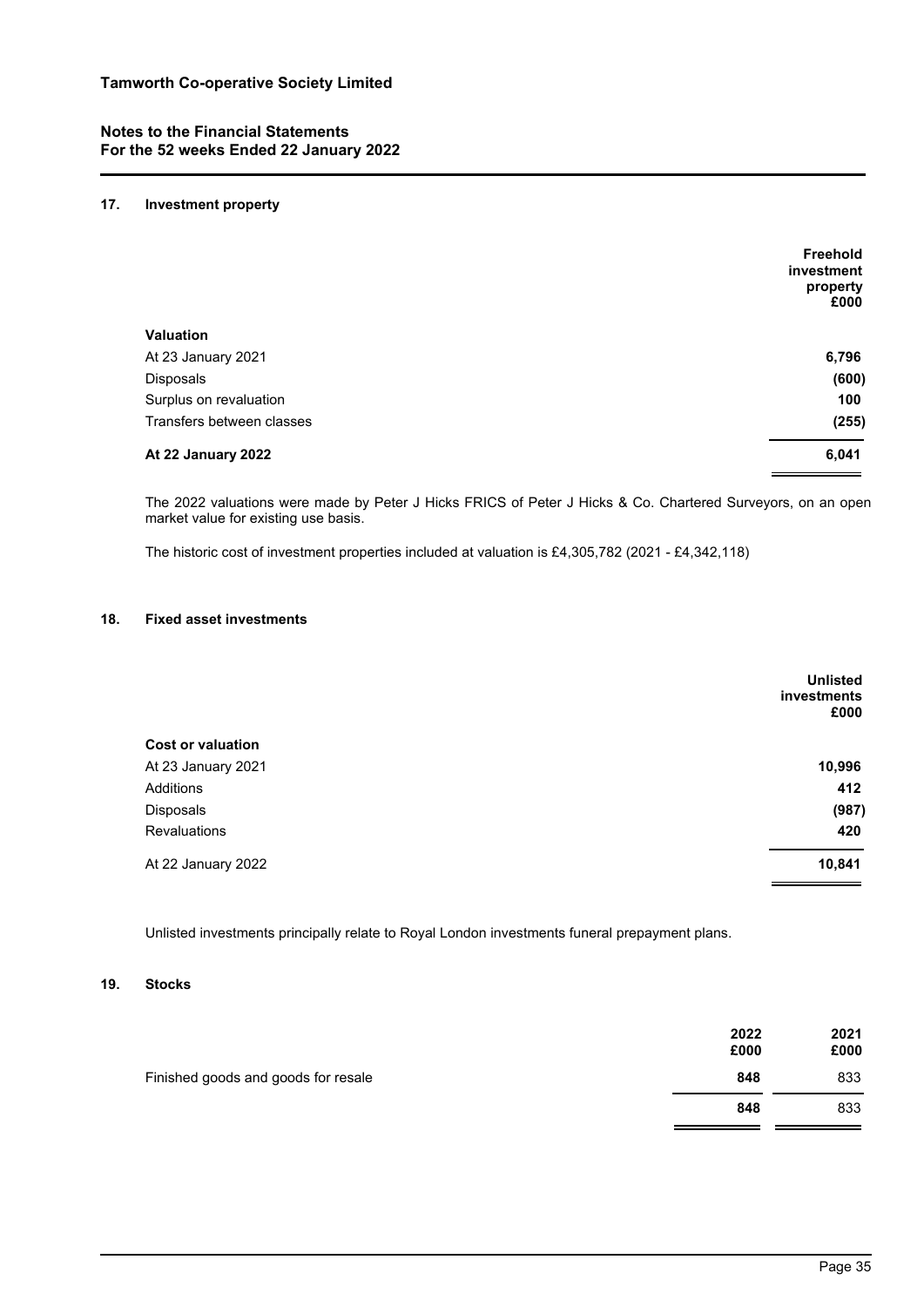## 17. Investment property

| | Freehold investment property £000 |
|---|---|
| **Valuation** | |
| At 23 January 2021 | **6,796** |
| Disposals | **(600)** |
| Surplus on revaluation | **100** |
| Transfers between classes | **(255)** |
| **At 22 January 2022** | **6,041** |

The 2022 valuations were made by Peter J Hicks FRICS of Peter J Hicks & Co. Chartered Surveyors, on an open market value for existing use basis.

The historic cost of investment properties included at valuation is £4,305,782 (2021 - £4,342,118)

## 18. Fixed asset investments

| | Unlisted investments £000 |
|---|---|
| **Cost or valuation** | |
| At 23 January 2021 | **10,996** |
| Additions | **412** |
| Disposals | **(987)** |
| Revaluations | **420** |
| At 22 January 2022 | **10,841** |

Unlisted investments principally relate to Royal London investments funeral prepayment plans.

## 19. Stocks

| | 2022 £000 | 2021 £000 |
|---|---|---|
| Finished goods and goods for resale | **848** | 833 |
| | **848** | 833 |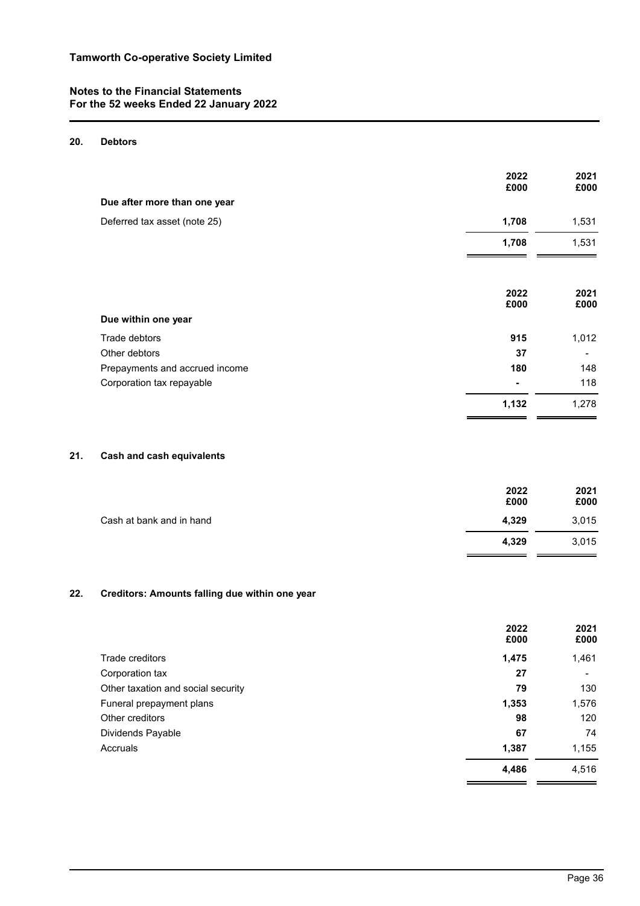## 20. Debtors

| | 2022 £000 | 2021 £000 |
|---|---|---|
| **Due after more than one year** | | |
| Deferred tax asset (note 25) | **1,708** | 1,531 |
| | **1,708** | 1,531 |

| | 2022 £000 | 2021 £000 |
|---|---|---|
| **Due within one year** | | |
| Trade debtors | **915** | 1,012 |
| Other debtors | **37** | - |
| Prepayments and accrued income | **180** | 148 |
| Corporation tax repayable | **-** | 118 |
| | **1,132** | 1,278 |

## 21. Cash and cash equivalents

| | 2022 £000 | 2021 £000 |
|---|---|---|
| Cash at bank and in hand | **4,329** | 3,015 |
| | **4,329** | 3,015 |

## 22. Creditors: Amounts falling due within one year

| | 2022 £000 | 2021 £000 |
|---|---|---|
| Trade creditors | **1,475** | 1,461 |
| Corporation tax | **27** | - |
| Other taxation and social security | **79** | 130 |
| Funeral prepayment plans | **1,353** | 1,576 |
| Other creditors | **98** | 120 |
| Dividends Payable | **67** | 74 |
| Accruals | **1,387** | 1,155 |
| | **4,486** | 4,516 |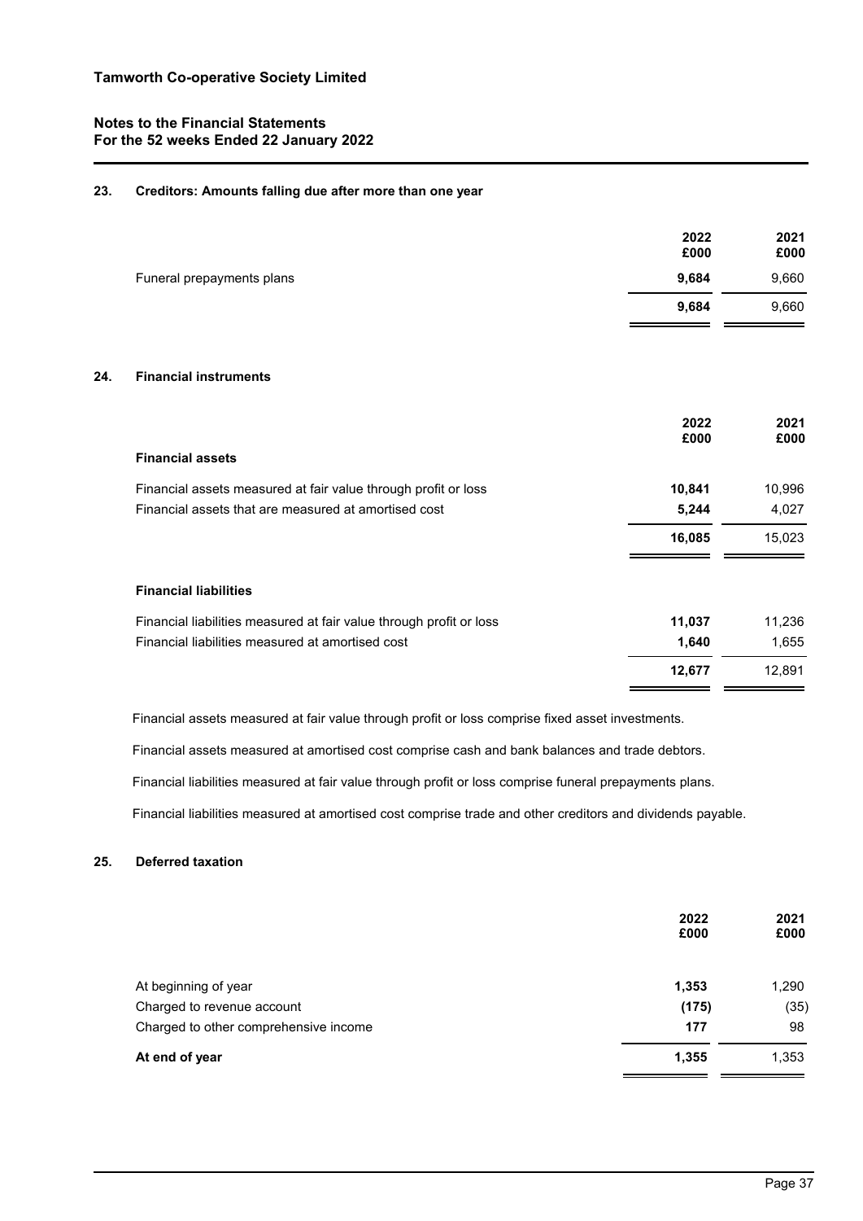## 23. Creditors: Amounts falling due after more than one year

| | 2022 £000 | 2021 £000 |
|---|---|---|
| Funeral prepayments plans | **9,684** | 9,660 |
| | **9,684** | 9,660 |

## 24. Financial instruments

| | 2022 £000 | 2021 £000 |
|---|---|---|
| **Financial assets** | | |
| Financial assets measured at fair value through profit or loss | **10,841** | 10,996 |
| Financial assets that are measured at amortised cost | **5,244** | 4,027 |
| | **16,085** | 15,023 |
| **Financial liabilities** | | |
| Financial liabilities measured at fair value through profit or loss | **11,037** | 11,236 |
| Financial liabilities measured at amortised cost | **1,640** | 1,655 |
| | **12,677** | 12,891 |

Financial assets measured at fair value through profit or loss comprise fixed asset investments.

Financial assets measured at amortised cost comprise cash and bank balances and trade debtors.

Financial liabilities measured at fair value through profit or loss comprise funeral prepayments plans.

Financial liabilities measured at amortised cost comprise trade and other creditors and dividends payable.

## 25. Deferred taxation

| | 2022 £000 | 2021 £000 |
|---|---|---|
| At beginning of year | **1,353** | 1,290 |
| Charged to revenue account | **(175)** | (35) |
| Charged to other comprehensive income | **177** | 98 |
| **At end of year** | **1,355** | 1,353 |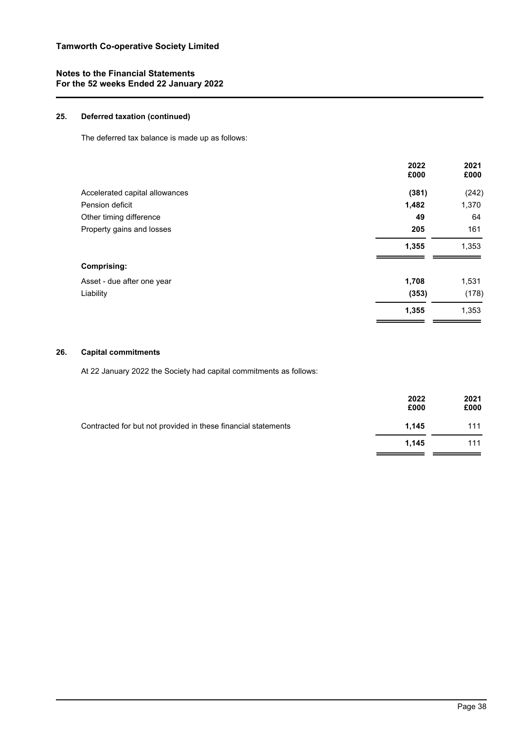### 25. Deferred taxation (continued)

The deferred tax balance is made up as follows:

| | 2022 £000 | 2021 £000 |
|---|---|---|
| Accelerated capital allowances | **(381)** | (242) |
| Pension deficit | **1,482** | 1,370 |
| Other timing difference | **49** | 64 |
| Property gains and losses | **205** | 161 |
| | **1,355** | 1,353 |
| **Comprising:** | | |
| Asset - due after one year | **1,708** | 1,531 |
| Liability | **(353)** | (178) |
| | **1,355** | 1,353 |

### 26. Capital commitments

At 22 January 2022 the Society had capital commitments as follows:

| | 2022 £000 | 2021 £000 |
|---|---|---|
| Contracted for but not provided in these financial statements | **1,145** | 111 |
| | **1,145** | 111 |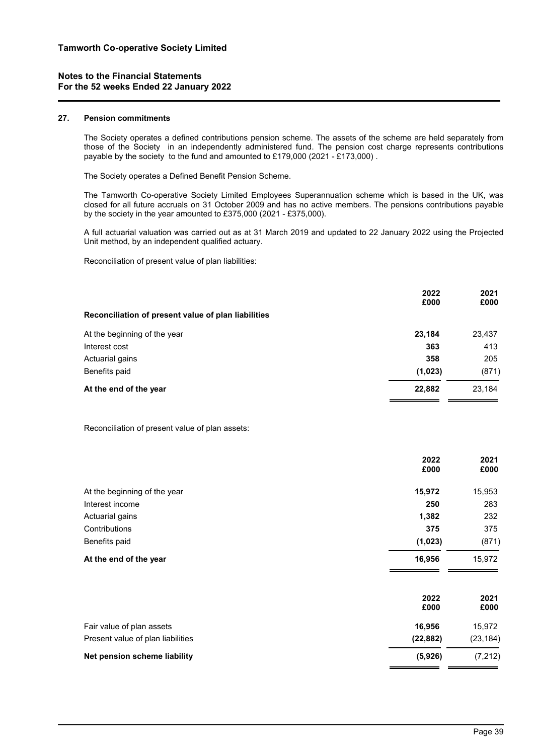## 27. Pension commitments

The Society operates a defined contributions pension scheme. The assets of the scheme are held separately from those of the Society in an independently administered fund. The pension cost charge represents contributions payable by the society to the fund and amounted to £179,000 (2021 - £173,000) .

The Society operates a Defined Benefit Pension Scheme.

The Tamworth Co-operative Society Limited Employees Superannuation scheme which is based in the UK, was closed for all future accruals on 31 October 2009 and has no active members. The pensions contributions payable by the society in the year amounted to £375,000 (2021 - £375,000).

A full actuarial valuation was carried out as at 31 March 2019 and updated to 22 January 2022 using the Projected Unit method, by an independent qualified actuary.

Reconciliation of present value of plan liabilities:

| | 2022 £000 | 2021 £000 |
|---|---|---|
| **Reconciliation of present value of plan liabilities** | | |
| At the beginning of the year | **23,184** | 23,437 |
| Interest cost | **363** | 413 |
| Actuarial gains | **358** | 205 |
| Benefits paid | **(1,023)** | (871) |
| **At the end of the year** | **22,882** | 23,184 |

Reconciliation of present value of plan assets:

| | 2022 £000 | 2021 £000 |
|---|---|---|
| At the beginning of the year | **15,972** | 15,953 |
| Interest income | **250** | 283 |
| Actuarial gains | **1,382** | 232 |
| Contributions | **375** | 375 |
| Benefits paid | **(1,023)** | (871) |
| **At the end of the year** | **16,956** | 15,972 |

| | 2022 £000 | 2021 £000 |
|---|---|---|
| Fair value of plan assets | **16,956** | 15,972 |
| Present value of plan liabilities | **(22,882)** | (23,184) |
| **Net pension scheme liability** | **(5,926)** | (7,212) |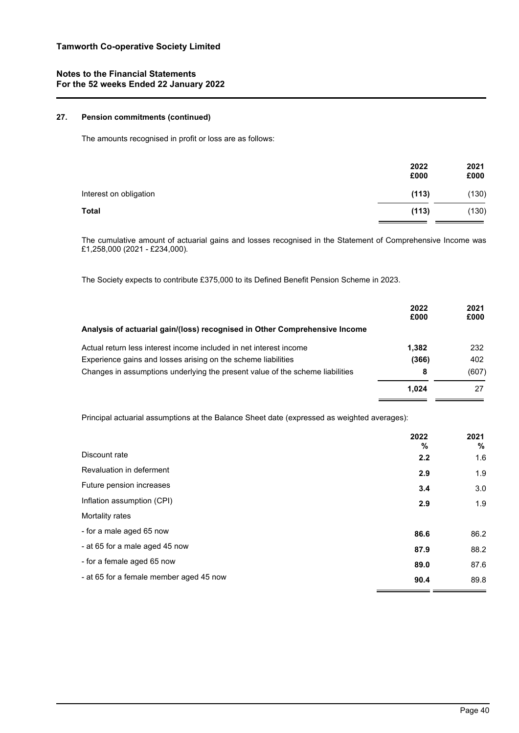### 27. Pension commitments (continued)

The amounts recognised in profit or loss are as follows:

| | 2022 £000 | 2021 £000 |
|---|---|---|
| Interest on obligation | **(113)** | (130) |
| **Total** | **(113)** | (130) |

The cumulative amount of actuarial gains and losses recognised in the Statement of Comprehensive Income was £1,258,000 (2021 - £234,000).

The Society expects to contribute £375,000 to its Defined Benefit Pension Scheme in 2023.

| | 2022 £000 | 2021 £000 |
|---|---|---|
| **Analysis of actuarial gain/(loss) recognised in Other Comprehensive Income** | | |
| Actual return less interest income included in net interest income | **1,382** | 232 |
| Experience gains and losses arising on the scheme liabilities | **(366)** | 402 |
| Changes in assumptions underlying the present value of the scheme liabilities | **8** | (607) |
| | **1,024** | 27 |

Principal actuarial assumptions at the Balance Sheet date (expressed as weighted averages):

| | 2022 % | 2021 % |
|---|---|---|
| Discount rate | **2.2** | 1.6 |
| Revaluation in deferment | **2.9** | 1.9 |
| Future pension increases | **3.4** | 3.0 |
| Inflation assumption (CPI) | **2.9** | 1.9 |
| Mortality rates | | |
| - for a male aged 65 now | **86.6** | 86.2 |
| - at 65 for a male aged 45 now | **87.9** | 88.2 |
| - for a female aged 65 now | **89.0** | 87.6 |
| - at 65 for a female member aged 45 now | **90.4** | 89.8 |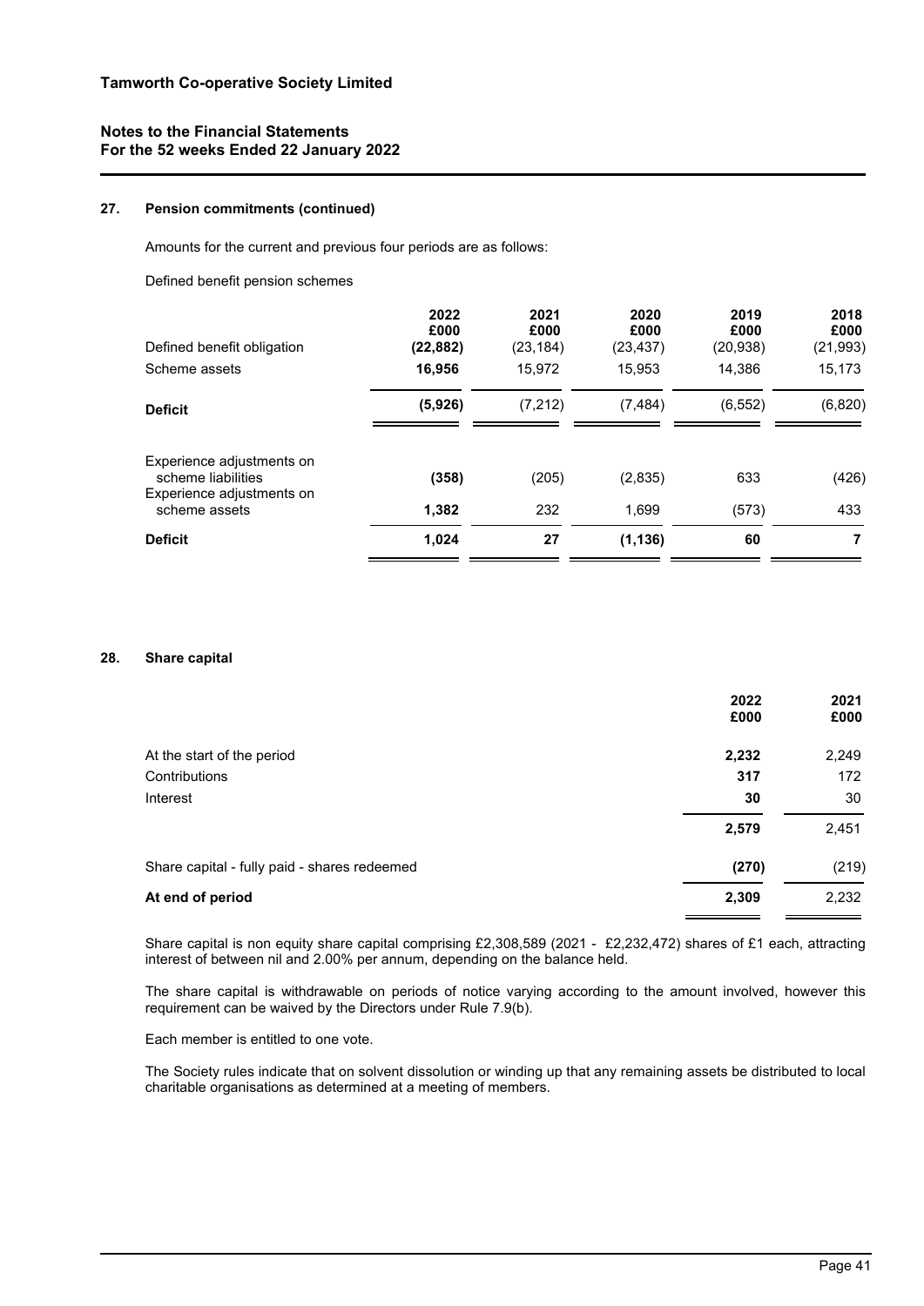## 27. Pension commitments (continued)

Amounts for the current and previous four periods are as follows:

Defined benefit pension schemes

| | 2022<br>£000 | 2021<br>£000 | 2020<br>£000 | 2019<br>£000 | 2018<br>£000 |
|---|---|---|---|---|---|
| Defined benefit obligation | **(22,882)** | (23,184) | (23,437) | (20,938) | (21,993) |
| Scheme assets | **16,956** | 15,972 | 15,953 | 14,386 | 15,173 |
| **Deficit** | **(5,926)** | (7,212) | (7,484) | (6,552) | (6,820) |
| Experience adjustments on scheme liabilities | **(358)** | (205) | (2,835) | 633 | (426) |
| Experience adjustments on scheme assets | **1,382** | 232 | 1,699 | (573) | 433 |
| **Deficit** | **1,024** | 27 | (1,136) | 60 | 7 |

## 28. Share capital

| | 2022<br>£000 | 2021<br>£000 |
|---|---|---|
| At the start of the period | **2,232** | 2,249 |
| Contributions | **317** | 172 |
| Interest | **30** | 30 |
| | **2,579** | 2,451 |
| Share capital - fully paid - shares redeemed | **(270)** | (219) |
| **At end of period** | **2,309** | 2,232 |

Share capital is non equity share capital comprising £2,308,589 (2021 - £2,232,472) shares of £1 each, attracting interest of between nil and 2.00% per annum, depending on the balance held.

The share capital is withdrawable on periods of notice varying according to the amount involved, however this requirement can be waived by the Directors under Rule 7.9(b).

Each member is entitled to one vote.

The Society rules indicate that on solvent dissolution or winding up that any remaining assets be distributed to local charitable organisations as determined at a meeting of members.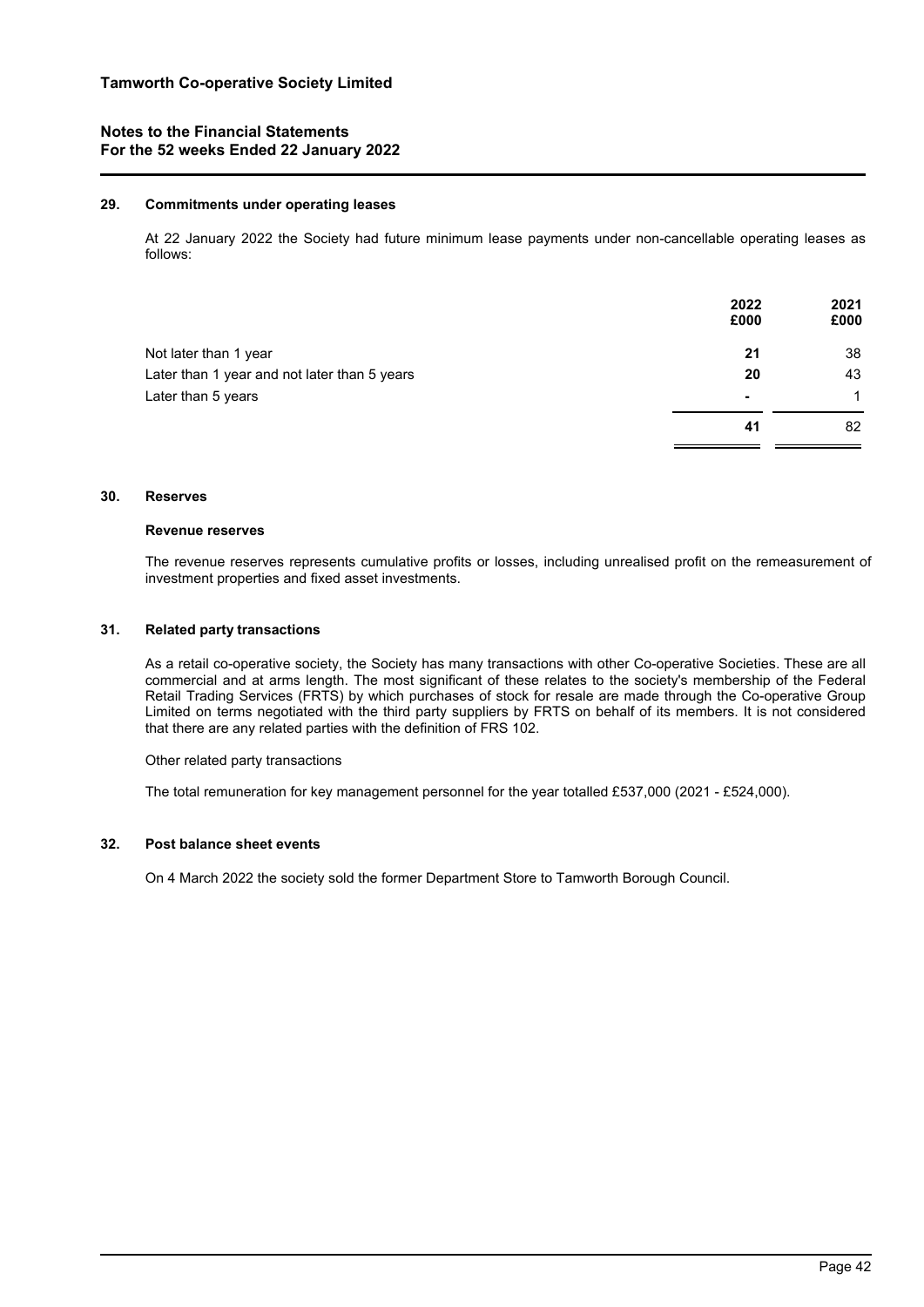## 29. Commitments under operating leases

At 22 January 2022 the Society had future minimum lease payments under non-cancellable operating leases as follows:

| | 2022 £000 | 2021 £000 |
|---|---|---|
| Not later than 1 year | **21** | 38 |
| Later than 1 year and not later than 5 years | **20** | 43 |
| Later than 5 years | **-** | 1 |
| | **41** | 82 |

## 30. Reserves

### Revenue reserves

The revenue reserves represents cumulative profits or losses, including unrealised profit on the remeasurement of investment properties and fixed asset investments.

## 31. Related party transactions

As a retail co-operative society, the Society has many transactions with other Co-operative Societies. These are all commercial and at arms length. The most significant of these relates to the society's membership of the Federal Retail Trading Services (FRTS) by which purchases of stock for resale are made through the Co-operative Group Limited on terms negotiated with the third party suppliers by FRTS on behalf of its members. It is not considered that there are any related parties with the definition of FRS 102.

Other related party transactions

The total remuneration for key management personnel for the year totalled £537,000 (2021 - £524,000).

## 32. Post balance sheet events

On 4 March 2022 the society sold the former Department Store to Tamworth Borough Council.